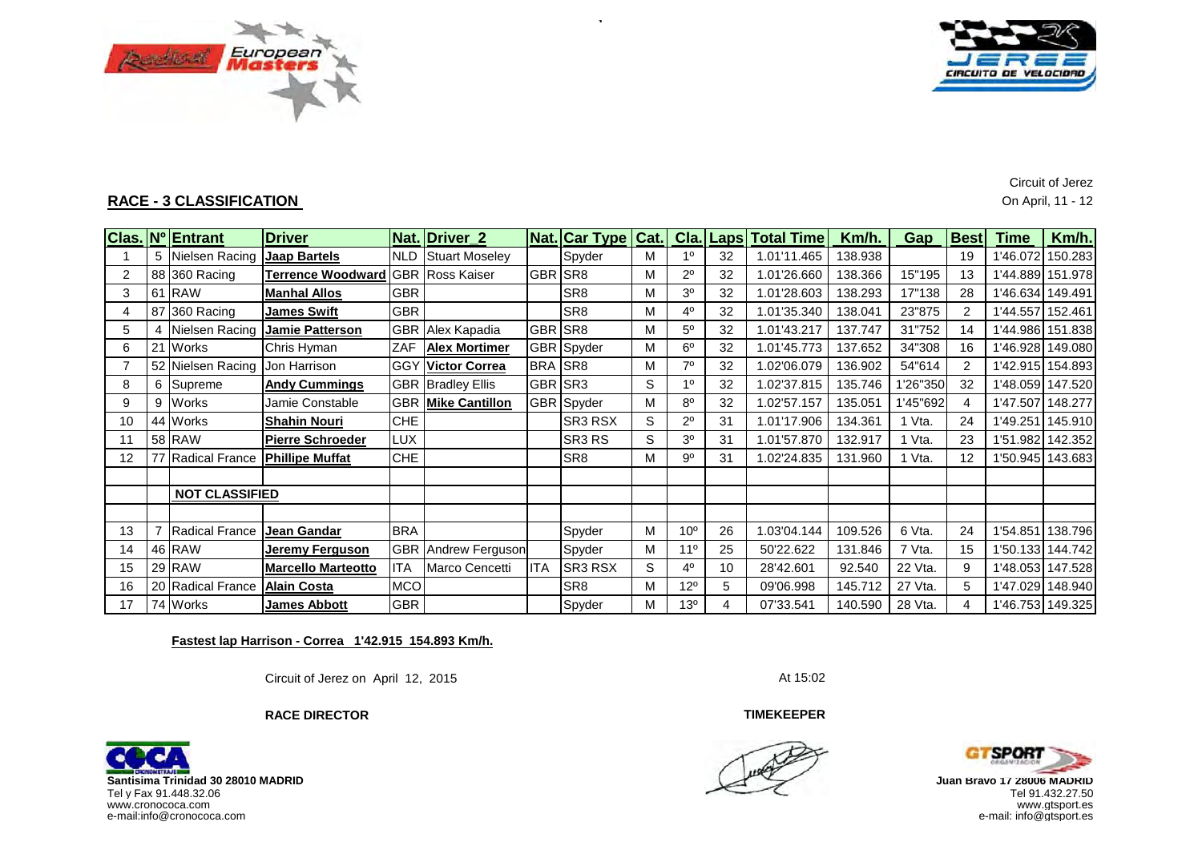Circuit of Jerez
On April, 11 - 12

## RACE - 3 CLASSIFICATION

| Clas. | Nº | Entrant | Driver | Nat. | Driver_2 | Nat. | Car Type | Cat. | Cla. | Laps | Total Time | Km/h. | Gap | Best | Time | Km/h. |
|---|---|---|---|---|---|---|---|---|---|---|---|---|---|---|---|---|
| 1 | 5 | Nielsen Racing | **Jaap Bartels** | NLD | Stuart Moseley | | Spyder | M | 1º | 32 | 1.01'11.465 | 138.938 | | 19 | 1'46.072 | 150.283 |
| 2 | 88 | 360 Racing | **Terrence Woodward** | GBR | Ross Kaiser | GBR | SR8 | M | 2º | 32 | 1.01'26.660 | 138.366 | 15"195 | 13 | 1'44.889 | 151.978 |
| 3 | 61 | RAW | **Manhal Allos** | GBR | | | SR8 | M | 3º | 32 | 1.01'28.603 | 138.293 | 17"138 | 28 | 1'46.634 | 149.491 |
| 4 | 87 | 360 Racing | **James Swift** | GBR | | | SR8 | M | 4º | 32 | 1.01'35.340 | 138.041 | 23"875 | 2 | 1'44.557 | 152.461 |
| 5 | 4 | Nielsen Racing | **Jamie Patterson** | GBR | Alex Kapadia | GBR | SR8 | M | 5º | 32 | 1.01'43.217 | 137.747 | 31"752 | 14 | 1'44.986 | 151.838 |
| 6 | 21 | Works | Chris Hyman | ZAF | **Alex Mortimer** | GBR | Spyder | M | 6º | 32 | 1.01'45.773 | 137.652 | 34"308 | 16 | 1'46.928 | 149.080 |
| 7 | 52 | Nielsen Racing | Jon Harrison | GGY | **Victor Correa** | BRA | SR8 | M | 7º | 32 | 1.02'06.079 | 136.902 | 54"614 | 2 | 1'42.915 | 154.893 |
| 8 | 6 | Supreme | **Andy Cummings** | GBR | Bradley Ellis | GBR | SR3 | S | 1º | 32 | 1.02'37.815 | 135.746 | 1'26"350 | 32 | 1'48.059 | 147.520 |
| 9 | 9 | Works | Jamie Constable | GBR | **Mike Cantillon** | GBR | Spyder | M | 8º | 32 | 1.02'57.157 | 135.051 | 1'45"692 | 4 | 1'47.507 | 148.277 |
| 10 | 44 | Works | **Shahin Nouri** | CHE | | | SR3 RSX | S | 2º | 31 | 1.01'17.906 | 134.361 | 1 Vta. | 24 | 1'49.251 | 145.910 |
| 11 | 58 | RAW | **Pierre Schroeder** | LUX | | | SR3 RS | S | 3º | 31 | 1.01'57.870 | 132.917 | 1 Vta. | 23 | 1'51.982 | 142.352 |
| 12 | 77 | Radical France | **Phillipe Muffat** | CHE | | | SR8 | M | 9º | 31 | 1.02'24.835 | 131.960 | 1 Vta. | 12 | 1'50.945 | 143.683 |
| | | | | | | | | | | | | | | | | |
| | | **NOT CLASSIFIED** | | | | | | | | | | | | | | |
| | | | | | | | | | | | | | | | | |
| 13 | 7 | Radical France | **Jean Gandar** | BRA | | | Spyder | M | 10º | 26 | 1.03'04.144 | 109.526 | 6 Vta. | 24 | 1'54.851 | 138.796 |
| 14 | 46 | RAW | **Jeremy Ferguson** | GBR | Andrew Ferguson | | Spyder | M | 11º | 25 | 50'22.622 | 131.846 | 7 Vta. | 15 | 1'50.133 | 144.742 |
| 15 | 29 | RAW | **Marcello Marteotto** | ITA | Marco Cencetti | ITA | SR3 RSX | S | 4º | 10 | 28'42.601 | 92.540 | 22 Vta. | 9 | 1'48.053 | 147.528 |
| 16 | 20 | Radical France | **Alain Costa** | MCO | | | SR8 | M | 12º | 5 | 09'06.998 | 145.712 | 27 Vta. | 5 | 1'47.029 | 148.940 |
| 17 | 74 | Works | **James Abbott** | GBR | | | Spyder | M | 13º | 4 | 07'33.541 | 140.590 | 28 Vta. | 4 | 1'46.753 | 149.325 |

**Fastest lap Harrison - Correa 1'42.915 154.893 Km/h.**

Circuit of Jerez on April 12, 2015

At 15:02

**RACE DIRECTOR**

**TIMEKEEPER**

**Santisima Trinidad 30 28010 MADRID**
Tel y Fax 91.448.32.06
www.cronococa.com
e-mail:info@cronococa.com

**Juan Bravo 17 28006 MADRID**
Tel 91.432.27.50
www.gtsport.es
e-mail: info@gtsport.es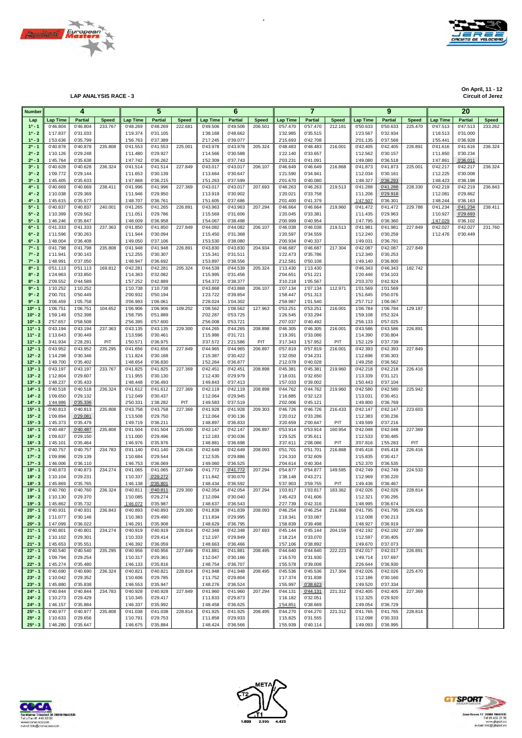**LAP ANALYSIS RACE - 3**

**On April, 11 - 12**
**Circuit of Jerez**

| Number | 4 | | | 5 | | | 6 | | | 7 | | | 9 | | | 20 | | |
|---|---|---|---|---|---|---|---|---|---|---|---|---|---|---|---|---|---|---|
| Lap | Lap Time | Partial | Speed | Lap Time | Partial | Speed | Lap Time | Partial | Speed | Lap Time | Partial | Speed | Lap Time | Partial | Speed | Lap Time | Partial | Speed |
| 1ª - 1 | 0'46.804 | 0'46.804 | 233.767 | 0'48.269 | 0'48.269 | 222.681 | 0'49.506 | 0'49.506 | 206.501 | 0'57.470 | 0'57.470 | 212.181 | 0'50.633 | 0'50.633 | 225.470 | 0'47.513 | 0'47.513 | 233.262 |
| 1ª - 2 | 1'17.837 | 0'31.033 | | 1'19.374 | 0'31.105 | | 1'38.168 | 0'48.662 | | 1'32.985 | 0'35.515 | | 1'23.567 | 0'32.934 | | 1'18.513 | 0'31.000 | |
| 1ª - 3 | 1'53.636 | 0'35.799 | | 1'56.763 | 0'37.389 | | 2'17.245 | 0'39.077 | | 2'15.693 | 0'42.708 | | 2'01.135 | 0'37.568 | | 1'55.441 | 0'36.928 | |
| 2ª - 1 | 0'40.878 | 0'40.878 | 235.808 | 0'41.553 | 0'41.553 | 225.001 | 0'43.978 | 0'43.978 | 205.324 | 0'48.483 | 0'48.483 | 216.001 | 0'42.405 | 0'42.405 | 226.891 | 0'41.616 | 0'41.616 | 236.324 |
| 2ª - 2 | 1'10.126 | 0'29.248 | | 1'11.480 | 0'29.927 | | 1'14.566 | 0'30.588 | | 1'22.140 | 0'33.657 | | 1'12.562 | 0'30.157 | | 1'11.850 | 0'30.234 | |
| 2ª - 3 | 1'45.764 | 0'35.638 | | 1'47.742 | 0'36.262 | | 1'52.309 | 0'37.743 | | 2'03.231 | 0'41.091 | | 1'49.080 | 0'36.518 | | 1'47.861 | 0'36.011 | |
| 3ª - 1 | 0'40.628 | 0'40.628 | 236.324 | 0'41.514 | 0'41.514 | 227.849 | 0'43.017 | 0'43.017 | 206.107 | 0'46.649 | 0'46.649 | 216.868 | 0'41.873 | 0'41.873 | 225.001 | 0'42.217 | 0'42.217 | 236.324 |
| 3ª - 2 | 1'09.772 | 0'29.144 | | 1'11.653 | 0'30.139 | | 1'13.664 | 0'30.647 | | 1'21.590 | 0'34.941 | | 1'12.034 | 0'30.161 | | 1'12.225 | 0'30.008 | |
| 3ª - 3 | 1'45.405 | 0'35.633 | | 1'47.868 | 0'36.215 | | 1'51.263 | 0'37.599 | | 2'01.670 | 0'40.080 | | 1'48.327 | 0'36.293 | | 1'48.423 | 0'36.198 | |
| 4ª - 1 | 0'40.669 | 0'40.669 | 238.411 | 0'41.996 | 0'41.996 | 227.369 | 0'43.017 | 0'43.017 | 207.693 | 0'46.263 | 0'46.263 | 219.513 | 0'41.288 | 0'41.288 | 228.330 | 0'42.219 | 0'42.219 | 236.843 |
| 4ª - 2 | 1'10.038 | 0'29.369 | | 1'11.946 | 0'29.950 | | 1'13.919 | 0'30.902 | | 1'20.021 | 0'33.758 | | 1'11.206 | 0'29.918 | | 1'12.081 | 0'29.862 | |
| 4ª - 3 | 1'45.615 | 0'35.577 | | 1'48.707 | 0'36.761 | | 1'51.605 | 0'37.686 | | 2'01.400 | 0'41.379 | | 1'47.507 | 0'36.301 | | 1'48.244 | 0'36.163 | |
| 5ª - 1 | 0'40.837 | 0'40.837 | 240.001 | 0'41.265 | 0'41.265 | 226.891 | 0'43.963 | 0'43.963 | 207.294 | 0'46.664 | 0'46.664 | 219.960 | 0'41.472 | 0'41.472 | 229.788 | 0'41.234 | 0'41.234 | 238.411 |
| 5ª - 2 | 1'10.399 | 0'29.562 | | 1'11.051 | 0'29.786 | | 1'15.569 | 0'31.606 | | 1'20.045 | 0'33.381 | | 1'11.435 | 0'29.963 | | 1'10.927 | 0'29.693 | |
| 5ª - 3 | 1'46.246 | 0'35.847 | | 1'48.009 | 0'36.958 | | 1'54.067 | 0'38.498 | | 2'00.999 | 0'40.954 | | 1'47.795 | 0'36.360 | | 1'47.029 | 0'36.102 | |
| 6ª - 1 | 0'41.333 | 0'41.333 | 237.363 | 0'41.850 | 0'41.850 | 227.849 | 0'44.082 | 0'44.082 | 206.107 | 0'46.038 | 0'46.038 | 219.513 | 0'41.981 | 0'41.981 | 227.849 | 0'42.027 | 0'42.027 | 231.760 |
| 6ª - 2 | 1'11.596 | 0'30.263 | | 1'11.944 | 0'30.094 | | 1'15.450 | 0'31.368 | | 1'20.597 | 0'34.559 | | 1'12.240 | 0'30.259 | | 1'12.476 | 0'30.449 | |
| 6ª - 3 | 1'48.004 | 0'36.408 | | 1'49.050 | 0'37.106 | | 1'53.530 | 0'38.080 | | 2'00.934 | 0'40.337 | | 1'49.031 | 0'36.791 | | | | |
| 7ª - 1 | 0'41.798 | 0'41.798 | 235.808 | 0'41.948 | 0'41.948 | 226.891 | 0'43.830 | 0'43.830 | 204.934 | 0'46.687 | 0'46.687 | 217.304 | 0'42.087 | 0'42.087 | 227.849 | | | |
| 7ª - 2 | 1'11.941 | 0'30.143 | | 1'12.255 | 0'30.307 | | 1'15.341 | 0'31.511 | | 1'22.473 | 0'35.786 | | 1'12.340 | 0'30.253 | | | | |
| 7ª - 3 | 1'48.991 | 0'37.050 | | 1'48.947 | 0'36.692 | | 1'53.897 | 0'38.556 | | 2'12.581 | 0'50.108 | | 1'49.140 | 0'36.800 | | | | |
| 8ª - 1 | 0'51.113 | 0'51.113 | 169.812 | 0'42.281 | 0'42.281 | 205.324 | 0'44.539 | 0'44.539 | 205.324 | 1'13.430 | 1'13.430 | | 0'46.343 | 0'46.343 | 182.742 | | | |
| 8ª - 2 | 1'24.963 | 0'33.850 | | 1'14.363 | 0'32.082 | | 1'15.995 | 0'31.456 | | 2'04.651 | 0'51.221 | | 1'20.466 | 0'34.103 | | | | |
| 8ª - 3 | 2'09.552 | 0'44.589 | | 1'57.252 | 0'42.889 | | 1'54.372 | 0'38.377 | | 3'10.218 | 1'05.567 | | 2'03.370 | 0'42.924 | | | | |
| 9ª - 1 | 1'10.252 | 1'10.252 | | 1'10.738 | 1'10.738 | | 0'43.868 | 0'43.868 | 206.107 | 1'07.134 | 1'07.134 | 112.971 | 1'01.569 | 1'01.569 | | | | |
| 9ª - 2 | 2'00.701 | 0'50.449 | | 2'00.932 | 0'50.194 | | 1'23.722 | 0'39.854 | | 1'58.447 | 0'51.313 | | 1'51.645 | 0'50.076 | | | | |
| 9ª - 3 | 3'06.459 | 1'05.758 | | 3'06.993 | 1'06.061 | | 2'28.024 | 1'04.302 | | 2'59.987 | 1'01.540 | | 2'57.712 | 1'06.067 | | | | |
| 10ª - 1 | 1'06.751 | 1'06.751 | 104.652 | 1'06.906 | 1'06.906 | 109.202 | 1'08.562 | 1'08.562 | 127.963 | 0'53.251 | 0'53.251 | 216.001 | 1'06.784 | 1'06.784 | 129.187 | | | |
| 10ª - 2 | 1'59.149 | 0'52.398 | | 1'58.795 | 0'51.889 | | 2'02.287 | 0'53.725 | | 1'26.545 | 0'33.294 | | 1'59.108 | 0'52.324 | | | | |
| 10ª - 3 | 2'57.657 | 0'58.508 | | 2'56.395 | 0'57.600 | | 2'56.008 | 0'53.721 | | 2'07.037 | 0'40.492 | | 2'56.133 | 0'57.025 | | | | |
| 11ª - 1 | 0'43.194 | 0'43.194 | 237.363 | 0'43.135 | 0'43.135 | 229.300 | 0'44.265 | 0'44.265 | 208.898 | 0'46.305 | 0'46.305 | 216.001 | 0'43.586 | 0'43.586 | 226.891 | | | |
| 11ª - 2 | 1'13.643 | 0'30.449 | | 1'13.596 | 0'30.461 | | 1'15.986 | 0'31.721 | | 1'19.391 | 0'33.086 | | 1'14.390 | 0'30.804 | | | | |
| 11ª - 3 | 3'41.934 | 2'28.291 | PIT | 1'50.571 | 0'36.975 | | 3'37.572 | 2'21.586 | PIT | 3'17.343 | 1'57.952 | PIT | 1'52.129 | 0'37.739 | | | | |
| 12ª - 1 | 0'43.952 | 0'43.952 | 235.295 | 0'41.656 | 0'41.656 | 227.849 | 0'44.965 | 0'44.965 | 206.897 | 0'57.819 | 0'57.819 | 216.001 | 0'42.393 | 0'42.393 | 227.849 | | | |
| 12ª - 2 | 1'14.298 | 0'30.346 | | 1'11.824 | 0'30.168 | | 1'15.387 | 0'30.422 | | 1'32.050 | 0'34.231 | | 1'12.696 | 0'30.303 | | | | |
| 12ª - 3 | 1'49.700 | 0'35.402 | | 1'48.654 | 0'36.830 | | 1'52.264 | 0'36.877 | | 2'12.078 | 0'40.028 | | 1'49.258 | 0'36.562 | | | | |
| 13ª - 1 | 0'43.197 | 0'43.197 | 233.767 | 0'41.825 | 0'41.825 | 227.369 | 0'42.451 | 0'42.451 | 208.898 | 0'45.381 | 0'45.381 | 219.960 | 0'42.218 | 0'42.218 | 226.416 | | | |
| 13ª - 2 | 1'12.804 | 0'29.607 | | 1'11.955 | 0'30.130 | | 1'12.430 | 0'29.979 | | 1'18.031 | 0'32.650 | | 1'13.339 | 0'31.121 | | | | |
| 13ª - 3 | 1'48.237 | 0'35.433 | | 1'48.448 | 0'36.493 | | 1'49.843 | 0'37.413 | | 1'57.033 | 0'39.002 | | 1'50.443 | 0'37.104 | | | | |
| 14ª - 1 | 0'40.518 | 0'40.518 | 236.324 | 0'41.612 | 0'41.612 | 227.369 | 0'42.119 | 0'42.119 | 208.898 | 0'44.762 | 0'44.762 | 219.960 | 0'42.580 | 0'42.580 | 225.942 | | | |
| 14ª - 2 | 1'09.650 | 0'29.132 | | 1'12.049 | 0'30.437 | | 1'12.064 | 0'29.945 | | 1'16.885 | 0'32.123 | | 1'13.031 | 0'30.451 | | | | |
| 14ª - 3 | 1'44.986 | 0'35.336 | | 2'50.331 | 1'38.282 | PIT | 1'49.583 | 0'37.519 | | 2'02.006 | 0'45.121 | | 1'49.800 | 0'36.769 | | | | |
| 15ª - 1 | 0'40.813 | 0'40.813 | 235.808 | 0'43.758 | 0'43.758 | 227.369 | 0'41.928 | 0'41.928 | 209.303 | 0'46.726 | 0'46.726 | 216.433 | 0'42.147 | 0'42.147 | 223.603 | | | |
| 15ª - 2 | 1'09.894 | 0'29.081 | | 1'13.508 | 0'29.750 | | 1'12.064 | 0'30.136 | | 1'20.012 | 0'33.286 | | 1'12.383 | 0'30.236 | | | | |
| 15ª - 3 | 1'45.373 | 0'35.479 | | 1'49.719 | 0'36.211 | | 1'48.897 | 0'36.833 | | 3'20.659 | 2'00.647 | PIT | 1'49.599 | 0'37.216 | | | | |
| 16ª - 1 | 0'40.487 | 0'40.487 | 235.808 | 0'41.504 | 0'41.504 | 225.000 | 0'42.147 | 0'42.147 | 206.897 | 0'53.914 | 0'53.914 | 160.954 | 0'42.048 | 0'42.048 | 227.369 | | | |
| 16ª - 2 | 1'09.637 | 0'29.150 | | 1'11.000 | 0'29.496 | | 1'12.183 | 0'30.036 | | 1'29.525 | 0'35.611 | | 1'12.533 | 0'30.485 | | | | |
| 16ª - 3 | 1'45.101 | 0'35.464 | | 1'46.976 | 0'35.976 | | 1'48.881 | 0'36.698 | | 3'37.611 | 2'08.086 | PIT | 3'07.816 | 1'55.283 | PIT | | | |
| 17ª - 1 | 0'40.757 | 0'40.757 | 234.783 | 0'41.140 | 0'41.140 | 226.416 | 0'42.649 | 0'42.649 | 208.093 | 0'51.701 | 0'51.701 | 216.868 | 0'45.418 | 0'45.418 | 226.416 | | | |
| 17ª - 2 | 1'09.896 | 0'29.139 | | 1'10.684 | 0'29.544 | | 1'12.535 | 0'29.886 | | 1'24.310 | 0'32.609 | | 1'15.835 | 0'30.417 | | | | |
| 17ª - 3 | 1'46.006 | 0'36.110 | | 1'46.753 | 0'36.069 | | 1'49.060 | 0'36.525 | | 2'04.614 | 0'40.304 | | 1'52.370 | 0'36.535 | | | | |
| 18ª - 1 | 0'40.873 | 0'40.873 | 234.274 | 0'41.065 | 0'41.065 | 227.849 | 0'41.772 | 0'41.772 | 207.294 | 0'54.877 | 0'54.877 | 149.585 | 0'42.749 | 0'42.749 | 224.533 | | | |
| 18ª - 2 | 1'10.104 | 0'29.231 | | 1'10.337 | 0'29.272 | | 1'11.842 | 0'30.070 | | 1'38.148 | 0'43.271 | | 1'12.969 | 0'30.220 | | | | |
| 18ª - 3 | 1'45.869 | 0'35.765 | | 1'46.138 | 0'35.801 | | 1'48.434 | 0'36.592 | | 5'37.903 | 3'59.755 | PIT | 1'49.436 | 0'36.467 | | | | |
| 19ª - 1 | 0'40.760 | 0'40.760 | 236.324 | 0'40.811 | 0'40.811 | 229.300 | 0'42.054 | 0'42.054 | 207.294 | 1'03.817 | 1'03.817 | 183.362 | 0'42.026 | 0'42.026 | 228.814 | | | |
| 19ª - 2 | 1'10.130 | 0'29.370 | | 1'10.085 | 0'29.274 | | 1'12.094 | 0'30.040 | | 1'45.423 | 0'41.606 | | 1'12.321 | 0'30.295 | | | | |
| 19ª - 3 | 1'45.862 | 0'35.732 | | 1'46.072 | 0'35.987 | | 1'48.637 | 0'36.543 | | 2'27.739 | 0'42.316 | | 1'48.995 | 0'36.674 | | | | |
| 20ª - 1 | 0'40.931 | 0'40.931 | 236.843 | 0'40.893 | 0'40.893 | 229.300 | 0'41.839 | 0'41.839 | 208.093 | 0'46.254 | 0'46.254 | 216.868 | 0'41.795 | 0'41.795 | 226.416 | | | |
| 20ª - 2 | 1'11.077 | 0'30.146 | | 1'10.383 | 0'29.490 | | 1'11.834 | 0'29.995 | | 1'19.341 | 0'33.087 | | 1'12.008 | 0'30.213 | | | | |
| 20ª - 3 | 1'47.099 | 0'36.022 | | 1'46.291 | 0'35.908 | | 1'48.629 | 0'36.795 | | 1'58.839 | 0'39.498 | | 1'48.927 | 0'36.919 | | | | |
| 21ª - 1 | 0'40.801 | 0'40.801 | 234.274 | 0'40.919 | 0'40.919 | 228.814 | 0'42.348 | 0'42.348 | 207.693 | 0'45.144 | 0'45.144 | 204.159 | 0'42.192 | 0'42.192 | 227.369 | | | |
| 21ª - 2 | 1'10.102 | 0'29.301 | | 1'10.333 | 0'29.414 | | 1'12.197 | 0'29.849 | | 1'18.214 | 0'33.070 | | 1'12.597 | 0'30.405 | | | | |
| 21ª - 3 | 1'45.653 | 0'35.551 | | 1'46.392 | 0'36.059 | | 1'48.663 | 0'36.466 | | 1'57.106 | 0'38.892 | | 1'49.670 | 0'37.073 | | | | |
| 22ª - 1 | 0'40.540 | 0'40.540 | 235.295 | 0'40.956 | 0'40.956 | 227.849 | 0'41.881 | 0'41.881 | 208.495 | 0'44.640 | 0'44.640 | 222.223 | 0'42.017 | 0'42.017 | 226.891 | | | |
| 22ª - 2 | 1'09.794 | 0'29.254 | | 1'10.317 | 0'29.361 | | 1'12.047 | 0'30.166 | | 1'16.570 | 0'31.930 | | 1'49.714 | 1'07.697 | | | | |
| 22ª - 3 | 1'45.274 | 0'35.480 | | 1'46.133 | 0'35.816 | | 1'48.754 | 0'36.707 | | 1'55.578 | 0'39.008 | | 2'26.644 | 0'36.930 | | | | |
| 23ª - 1 | 0'40.690 | 0'40.690 | 236.324 | 0'40.821 | 0'40.821 | 228.814 | 0'41.948 | 0'41.948 | 208.495 | 0'45.536 | 0'45.536 | 217.304 | 0'42.026 | 0'42.026 | 225.470 | | | |
| 23ª - 2 | 1'10.042 | 0'29.352 | | 1'10.606 | 0'29.785 | | 1'11.752 | 0'29.804 | | 1'17.374 | 0'31.838 | | 1'12.186 | 0'30.160 | | | | |
| 23ª - 3 | 1'45.880 | 0'35.838 | | 1'46.553 | 0'35.947 | | 1'48.276 | 0'36.524 | | 1'55.997 | 0'38.623 | | 1'49.520 | 0'37.334 | | | | |
| 24ª - 1 | 0'40.844 | 0'40.844 | 234.783 | 0'40.928 | 0'40.928 | 227.849 | 0'41.960 | 0'41.960 | 207.294 | 0'44.131 | 0'44.131 | 221.312 | 0'42.405 | 0'42.405 | 227.369 | | | |
| 24ª - 2 | 1'10.273 | 0'29.429 | | 1'10.345 | 0'29.417 | | 1'11.833 | 0'29.873 | | 1'16.182 | 0'32.051 | | 1'12.325 | 0'29.920 | | | | |
| 24ª - 3 | 1'46.157 | 0'35.884 | | 1'46.337 | 0'35.992 | | 1'48.458 | 0'36.625 | | 1'54.851 | 0'38.669 | | 1'49.054 | 0'36.729 | | | | |
| 25ª - 1 | 0'40.977 | 0'40.977 | 235.808 | 0'41.038 | 0'41.038 | 228.814 | 0'41.925 | 0'41.925 | 208.495 | 0'44.270 | 0'44.270 | 221.312 | 0'41.765 | 0'41.765 | 228.814 | | | |
| 25ª - 2 | 1'10.633 | 0'29.656 | | 1'10.791 | 0'29.753 | | 1'11.858 | 0'29.933 | | 1'15.825 | 0'31.555 | | 1'12.098 | 0'30.333 | | | | |
| 25ª - 3 | 1'46.280 | 0'35.647 | | 1'46.675 | 0'35.884 | | 1'48.424 | 0'36.566 | | 1'55.939 | 0'40.114 | | 1'49.093 | 0'36.995 | | | | |

Santísima Trinidad 30 28010 MADRID
Telf y Fax 91 448.32.08
www.cronococa.com
e-mail: info@cronococa.com

META
T2
T1
1.800 2.995 4.423

Juan Bravo 17 28006 MADRID
Telf 91.432.37.50
www.gtsport.es
e-mail: info@gtsport.es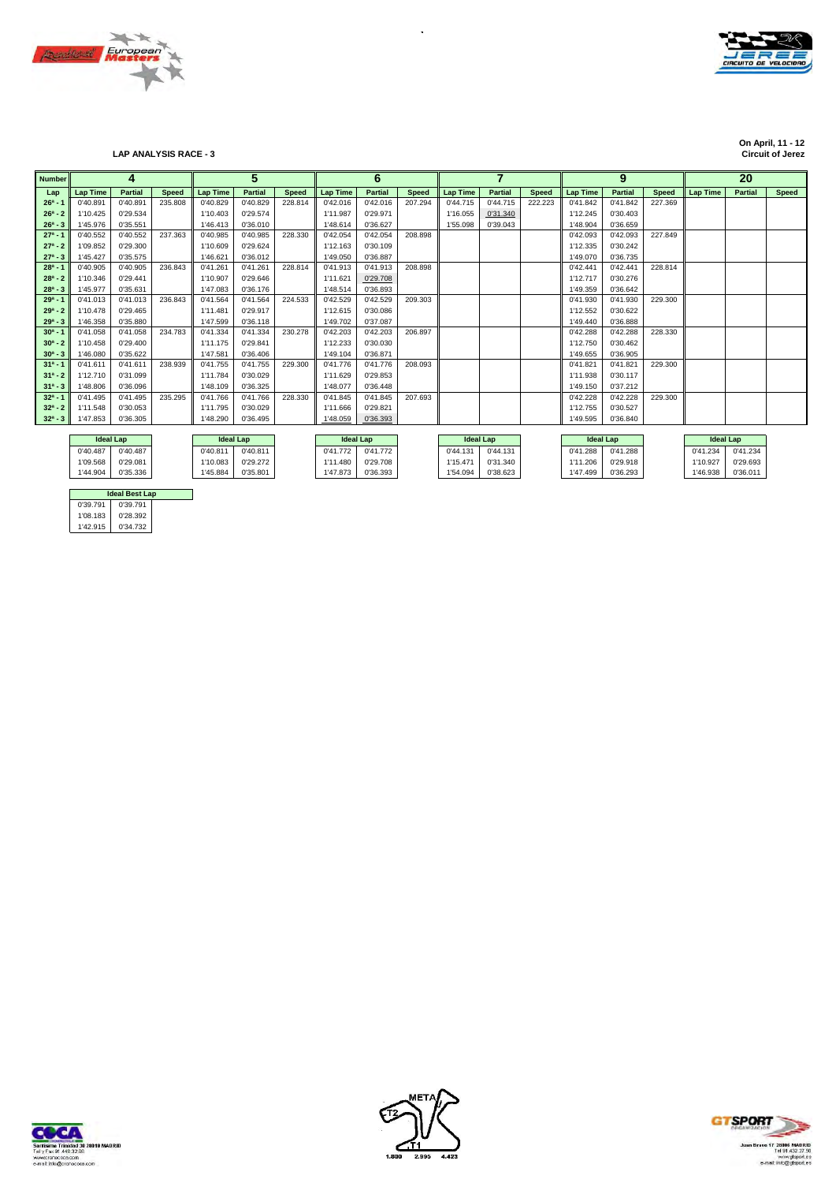## LAP ANALYSIS RACE - 3

On April, 11 - 12
Circuit of Jerez

| Number | 4 | | | 5 | | | 6 | | | 7 | | | 9 | | | 20 | | |
|---|---|---|---|---|---|---|---|---|---|---|---|---|---|---|---|---|---|---|
| Lap | Lap Time | Partial | Speed | Lap Time | Partial | Speed | Lap Time | Partial | Speed | Lap Time | Partial | Speed | Lap Time | Partial | Speed | Lap Time | Partial | Speed |
| 26ª - 1 | 0'40.891 | 0'40.891 | 235.808 | 0'40.829 | 0'40.829 | 228.814 | 0'42.016 | 0'42.016 | 207.294 | 0'44.715 | 0'44.715 | 222.223 | 0'41.842 | 0'41.842 | 227.369 | | | |
| 26ª - 2 | 1'10.425 | 0'29.534 | | 1'10.403 | 0'29.574 | | 1'11.987 | 0'29.971 | | 1'16.055 | 0'31.340 | | 1'12.245 | 0'30.403 | | | | |
| 26ª - 3 | 1'45.976 | 0'35.551 | | 1'46.413 | 0'36.010 | | 1'48.614 | 0'36.627 | | 1'55.098 | 0'39.043 | | 1'48.904 | 0'36.659 | | | | |
| 27ª - 1 | 0'40.552 | 0'40.552 | 237.363 | 0'40.985 | 0'40.985 | 228.330 | 0'42.054 | 0'42.054 | 208.898 | | | | 0'42.093 | 0'42.093 | 227.849 | | | |
| 27ª - 2 | 1'09.852 | 0'29.300 | | 1'10.609 | 0'29.624 | | 1'12.163 | 0'30.109 | | | | | 1'12.335 | 0'30.242 | | | | |
| 27ª - 3 | 1'45.427 | 0'35.575 | | 1'46.621 | 0'36.012 | | 1'49.050 | 0'36.887 | | | | | 1'49.070 | 0'36.735 | | | | |
| 28ª - 1 | 0'40.905 | 0'40.905 | 236.843 | 0'41.261 | 0'41.261 | 228.814 | 0'41.913 | 0'41.913 | 208.898 | | | | 0'42.441 | 0'42.441 | 228.814 | | | |
| 28ª - 2 | 1'10.346 | 0'29.441 | | 1'10.907 | 0'29.646 | | 1'11.621 | 0'29.708 | | | | | 1'12.717 | 0'30.276 | | | | |
| 28ª - 3 | 1'45.977 | 0'35.631 | | 1'47.083 | 0'36.176 | | 1'48.514 | 0'36.893 | | | | | 1'49.359 | 0'36.642 | | | | |
| 29ª - 1 | 0'41.013 | 0'41.013 | 236.843 | 0'41.564 | 0'41.564 | 224.533 | 0'42.529 | 0'42.529 | 209.303 | | | | 0'41.930 | 0'41.930 | 229.300 | | | |
| 29ª - 2 | 1'10.478 | 0'29.465 | | 1'11.481 | 0'29.917 | | 1'12.615 | 0'30.086 | | | | | 1'12.552 | 0'30.622 | | | | |
| 29ª - 3 | 1'46.358 | 0'35.880 | | 1'47.599 | 0'36.118 | | 1'49.702 | 0'37.087 | | | | | 1'49.440 | 0'36.888 | | | | |
| 30ª - 1 | 0'41.058 | 0'41.058 | 234.783 | 0'41.334 | 0'41.334 | 230.278 | 0'42.203 | 0'42.203 | 206.897 | | | | 0'42.288 | 0'42.288 | 228.330 | | | |
| 30ª - 2 | 1'10.458 | 0'29.400 | | 1'11.175 | 0'29.841 | | 1'12.233 | 0'30.030 | | | | | 1'12.750 | 0'30.462 | | | | |
| 30ª - 3 | 1'46.080 | 0'35.622 | | 1'47.581 | 0'36.406 | | 1'49.104 | 0'36.871 | | | | | 1'49.655 | 0'36.905 | | | | |
| 31ª - 1 | 0'41.611 | 0'41.611 | 238.939 | 0'41.755 | 0'41.755 | 229.300 | 0'41.776 | 0'41.776 | 208.093 | | | | 0'41.821 | 0'41.821 | 229.300 | | | |
| 31ª - 2 | 1'12.710 | 0'31.099 | | 1'11.784 | 0'30.029 | | 1'11.629 | 0'29.853 | | | | | 1'11.938 | 0'30.117 | | | | |
| 31ª - 3 | 1'48.806 | 0'36.096 | | 1'48.109 | 0'36.325 | | 1'48.077 | 0'36.448 | | | | | 1'49.150 | 0'37.212 | | | | |
| 32ª - 1 | 0'41.495 | 0'41.495 | 235.295 | 0'41.766 | 0'41.766 | 228.330 | 0'41.845 | 0'41.845 | 207.693 | | | | 0'42.228 | 0'42.228 | 229.300 | | | |
| 32ª - 2 | 1'11.548 | 0'30.053 | | 1'11.795 | 0'30.029 | | 1'11.666 | 0'29.821 | | | | | 1'12.755 | 0'30.527 | | | | |
| 32ª - 3 | 1'47.853 | 0'36.305 | | 1'48.290 | 0'36.495 | | 1'48.059 | 0'36.393 | | | | | 1'49.595 | 0'36.840 | | | | |

| Ideal Lap (4) | | Ideal Lap (5) | | Ideal Lap (6) | | Ideal Lap (7) | | Ideal Lap (9) | | Ideal Lap (20) | |
|---|---|---|---|---|---|---|---|---|---|---|---|
| 0'40.487 | 0'40.487 | 0'40.811 | 0'40.811 | 0'41.772 | 0'41.772 | 0'44.131 | 0'44.131 | 0'41.288 | 0'41.288 | 0'41.234 | 0'41.234 |
| 1'09.568 | 0'29.081 | 1'10.083 | 0'29.272 | 1'11.480 | 0'29.708 | 1'15.471 | 0'31.340 | 1'11.206 | 0'29.918 | 1'10.927 | 0'29.693 |
| 1'44.904 | 0'35.336 | 1'45.884 | 0'35.801 | 1'47.873 | 0'36.393 | 1'54.094 | 0'38.623 | 1'47.499 | 0'36.293 | 1'46.938 | 0'36.011 |

| Ideal Best Lap | |
|---|---|
| 0'39.791 | 0'39.791 |
| 1'08.183 | 0'28.392 |
| 1'42.915 | 0'34.732 |

META
T2
T1
1.880 2.995 4.423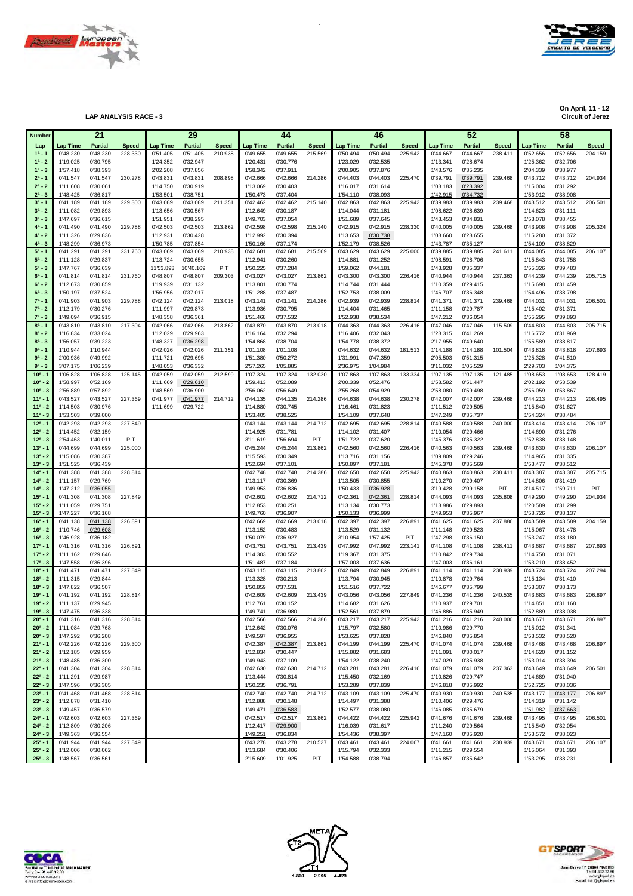**LAP ANALYSIS RACE - 3**

**On April, 11 - 12**
**Circuit of Jerez**

| Number | 21 | | | 29 | | | 44 | | | 46 | | | 52 | | | 58 | | |
|---|---|---|---|---|---|---|---|---|---|---|---|---|---|---|---|---|---|---|
| Lap | Lap Time | Partial | Speed | Lap Time | Partial | Speed | Lap Time | Partial | Speed | Lap Time | Partial | Speed | Lap Time | Partial | Speed | Lap Time | Partial | Speed |
| 1ª - 1 | 0'48.230 | 0'48.230 | 228.330 | 0'51.405 | 0'51.405 | 210.938 | 0'49.655 | 0'49.655 | 215.569 | 0'50.494 | 0'50.494 | 225.942 | 0'44.667 | 0'44.667 | 238.411 | 0'52.656 | 0'52.656 | 204.159 |
| 1ª - 2 | 1'19.025 | 0'30.795 | | 1'24.352 | 0'32.947 | | 1'20.431 | 0'30.776 | | 1'23.029 | 0'32.535 | | 1'13.341 | 0'28.674 | | 1'25.362 | 0'32.706 | |
| 1ª - 3 | 1'57.418 | 0'38.393 | | 2'02.208 | 0'37.856 | | 1'58.342 | 0'37.911 | | 2'00.905 | 0'37.876 | | 1'48.576 | 0'35.235 | | 2'04.339 | 0'38.977 | |
| 2ª - 1 | 0'41.547 | 0'41.547 | 230.278 | 0'43.831 | 0'43.831 | 208.898 | 0'42.666 | 0'42.666 | 214.286 | 0'44.403 | 0'44.403 | 225.470 | 0'39.791 | 0'39.791 | 239.468 | 0'43.712 | 0'43.712 | 204.934 |
| 2ª - 2 | 1'11.608 | 0'30.061 | | 1'14.750 | 0'30.919 | | 1'13.069 | 0'30.403 | | 1'16.017 | 0'31.614 | | 1'08.183 | 0'28.392 | | 1'15.004 | 0'31.292 | |
| 2ª - 3 | 1'48.425 | 0'36.817 | | 1'53.501 | 0'38.751 | | 1'50.473 | 0'37.404 | | 1'54.110 | 0'38.093 | | 1'42.915 | 0'34.732 | | 1'53.912 | 0'38.908 | |
| 3ª - 1 | 0'41.189 | 0'41.189 | 229.300 | 0'43.089 | 0'43.089 | 211.351 | 0'42.462 | 0'42.462 | 215.140 | 0'42.863 | 0'42.863 | 225.942 | 0'39.983 | 0'39.983 | 239.468 | 0'43.512 | 0'43.512 | 206.501 |
| 3ª - 2 | 1'11.082 | 0'29.893 | | 1'13.656 | 0'30.567 | | 1'12.649 | 0'30.187 | | 1'14.044 | 0'31.181 | | 1'08.622 | 0'28.639 | | 1'14.623 | 0'31.111 | |
| 3ª - 3 | 1'47.697 | 0'36.615 | | 1'51.951 | 0'38.295 | | 1'49.703 | 0'37.054 | | 1'51.689 | 0'37.645 | | 1'43.453 | 0'34.831 | | 1'53.078 | 0'38.455 | |
| 4ª - 1 | 0'41.490 | 0'41.490 | 229.788 | 0'42.503 | 0'42.503 | 213.862 | 0'42.598 | 0'42.598 | 215.140 | 0'42.915 | 0'42.915 | 228.330 | 0'40.005 | 0'40.005 | 239.468 | 0'43.908 | 0'43.908 | 205.324 |
| 4ª - 2 | 1'11.326 | 0'29.836 | | 1'12.931 | 0'30.428 | | 1'12.992 | 0'30.394 | | 1'13.653 | 0'30.738 | | 1'08.660 | 0'28.655 | | 1'15.280 | 0'31.372 | |
| 4ª - 3 | 1'48.299 | 0'36.973 | | 1'50.785 | 0'37.854 | | 1'50.166 | 0'37.174 | | 1'52.179 | 0'38.526 | | 1'43.787 | 0'35.127 | | 1'54.109 | 0'38.829 | |
| 5ª - 1 | 0'41.291 | 0'41.291 | 231.760 | 0'43.069 | 0'43.069 | 210.938 | 0'42.681 | 0'42.681 | 215.569 | 0'43.629 | 0'43.629 | 225.000 | 0'39.885 | 0'39.885 | 241.611 | 0'44.085 | 0'44.085 | 206.107 |
| 5ª - 2 | 1'11.128 | 0'29.837 | | 1'13.724 | 0'30.655 | | 1'12.941 | 0'30.260 | | 1'14.881 | 0'31.252 | | 1'08.591 | 0'28.706 | | 1'15.843 | 0'31.758 | |
| 5ª - 3 | 1'47.767 | 0'36.639 | | 11'53.893 | 10'40.169 | PIT | 1'50.225 | 0'37.284 | | 1'59.062 | 0'44.181 | | 1'43.928 | 0'35.337 | | 1'55.326 | 0'39.483 | |
| 6ª - 1 | 0'41.814 | 0'41.814 | 231.760 | 0'48.807 | 0'48.807 | 209.303 | 0'43.027 | 0'43.027 | 213.862 | 0'43.300 | 0'43.300 | 226.416 | 0'40.944 | 0'40.944 | 237.363 | 0'44.239 | 0'44.239 | 205.715 |
| 6ª - 2 | 1'12.673 | 0'30.859 | | 1'19.939 | 0'31.132 | | 1'13.801 | 0'30.774 | | 1'14.744 | 0'31.444 | | 1'10.359 | 0'29.415 | | 1'15.698 | 0'31.459 | |
| 6ª - 3 | 1'50.197 | 0'37.524 | | 1'56.956 | 0'37.017 | | 1'51.288 | 0'37.487 | | 1'52.753 | 0'38.009 | | 1'46.707 | 0'36.348 | | 1'54.496 | 0'38.798 | |
| 7ª - 1 | 0'41.903 | 0'41.903 | 229.788 | 0'42.124 | 0'42.124 | 213.018 | 0'43.141 | 0'43.141 | 214.286 | 0'42.939 | 0'42.939 | 228.814 | 0'41.371 | 0'41.371 | 239.468 | 0'44.031 | 0'44.031 | 206.501 |
| 7ª - 2 | 1'12.179 | 0'30.276 | | 1'11.997 | 0'29.873 | | 1'13.936 | 0'30.795 | | 1'14.404 | 0'31.465 | | 1'11.158 | 0'29.787 | | 1'15.402 | 0'31.371 | |
| 7ª - 3 | 1'49.094 | 0'36.915 | | 1'48.358 | 0'36.361 | | 1'51.468 | 0'37.532 | | 1'52.938 | 0'38.534 | | 1'47.212 | 0'36.054 | | 1'55.295 | 0'39.893 | |
| 8ª - 1 | 0'43.810 | 0'43.810 | 217.304 | 0'42.066 | 0'42.066 | 213.862 | 0'43.870 | 0'43.870 | 213.018 | 0'44.363 | 0'44.363 | 226.416 | 0'47.046 | 0'47.046 | 115.509 | 0'44.803 | 0'44.803 | 205.715 |
| 8ª - 2 | 1'16.834 | 0'33.024 | | 1'12.029 | 0'29.963 | | 1'16.164 | 0'32.294 | | 1'16.406 | 0'32.043 | | 1'28.315 | 0'41.269 | | 1'16.772 | 0'31.969 | |
| 8ª - 3 | 1'56.057 | 0'39.223 | | 1'48.327 | 0'36.298 | | 1'54.868 | 0'38.704 | | 1'54.778 | 0'38.372 | | 2'17.955 | 0'49.640 | | 1'55.589 | 0'38.817 | |
| 9ª - 1 | 1'10.944 | 1'10.944 | | 0'42.026 | 0'42.026 | 211.351 | 1'01.108 | 1'01.108 | | 0'44.632 | 0'44.632 | 181.513 | 1'14.188 | 1'14.188 | 101.504 | 0'43.818 | 0'43.818 | 207.693 |
| 9ª - 2 | 2'00.936 | 0'49.992 | | 1'11.721 | 0'29.695 | | 1'51.380 | 0'50.272 | | 1'31.991 | 0'47.359 | | 2'05.503 | 0'51.315 | | 1'25.328 | 0'41.510 | |
| 9ª - 3 | 3'07.175 | 1'06.239 | | 1'48.053 | 0'36.332 | | 2'57.265 | 1'05.885 | | 2'36.975 | 1'04.984 | | 3'11.032 | 1'05.529 | | 2'29.703 | 1'04.375 | |
| 10ª - 1 | 1'06.828 | 1'06.828 | 125.145 | 0'42.059 | 0'42.059 | 212.599 | 1'07.324 | 1'07.324 | 132.030 | 1'07.863 | 1'07.863 | 133.334 | 1'07.135 | 1'07.135 | 121.485 | 1'08.653 | 1'08.653 | 128.419 |
| 10ª - 2 | 1'58.997 | 0'52.169 | | 1'11.669 | 0'29.610 | | 1'59.413 | 0'52.089 | | 2'00.339 | 0'52.476 | | 1'58.582 | 0'51.447 | | 2'02.192 | 0'53.539 | |
| 10ª - 3 | 2'56.889 | 0'57.892 | | 1'48.569 | 0'36.900 | | 2'56.062 | 0'56.649 | | 2'55.268 | 0'54.929 | | 2'58.080 | 0'59.498 | | 2'56.059 | 0'53.867 | |
| 11ª - 1 | 0'43.527 | 0'43.527 | 227.369 | 0'41.977 | 0'41.977 | 214.712 | 0'44.135 | 0'44.135 | 214.286 | 0'44.638 | 0'44.638 | 230.278 | 0'42.007 | 0'42.007 | 239.468 | 0'44.213 | 0'44.213 | 208.495 |
| 11ª - 2 | 1'14.503 | 0'30.976 | | 1'11.699 | 0'29.722 | | 1'14.880 | 0'30.745 | | 1'16.461 | 0'31.823 | | 1'11.512 | 0'29.505 | | 1'15.840 | 0'31.627 | |
| 11ª - 3 | 1'53.503 | 0'39.000 | | | | | 1'53.405 | 0'38.525 | | 1'54.109 | 0'37.648 | | 1'47.249 | 0'35.737 | | 1'54.324 | 0'38.484 | |
| 12ª - 1 | 0'42.293 | 0'42.293 | 227.849 | | | | 0'43.144 | 0'43.144 | 214.712 | 0'42.695 | 0'42.695 | 228.814 | 0'40.588 | 0'40.588 | 240.000 | 0'43.414 | 0'43.414 | 206.107 |
| 12ª - 2 | 1'14.452 | 0'32.159 | | | | | 1'14.925 | 0'31.781 | | 1'14.102 | 0'31.407 | | 1'10.054 | 0'29.466 | | 1'14.690 | 0'31.276 | |
| 12ª - 3 | 2'54.463 | 1'40.011 | PIT | | | | 3'11.619 | 1'56.694 | PIT | 1'51.722 | 0'37.620 | | 1'45.376 | 0'35.322 | | 1'52.838 | 0'38.148 | |
| 13ª - 1 | 0'44.699 | 0'44.699 | 225.000 | | | | 0'45.244 | 0'45.244 | 213.862 | 0'42.560 | 0'42.560 | 226.416 | 0'40.563 | 0'40.563 | 239.468 | 0'43.630 | 0'43.630 | 206.107 |
| 13ª - 2 | 1'15.086 | 0'30.387 | | | | | 1'15.593 | 0'30.349 | | 1'13.716 | 0'31.156 | | 1'09.809 | 0'29.246 | | 1'14.965 | 0'31.335 | |
| 13ª - 3 | 1'51.525 | 0'36.439 | | | | | 1'52.694 | 0'37.101 | | 1'50.897 | 0'37.181 | | 1'45.378 | 0'35.569 | | 1'53.477 | 0'38.512 | |
| 14ª - 1 | 0'41.388 | 0'41.388 | 228.814 | | | | 0'42.748 | 0'42.748 | 214.286 | 0'42.650 | 0'42.650 | 225.942 | 0'40.863 | 0'40.863 | 238.411 | 0'43.387 | 0'43.387 | 205.715 |
| 14ª - 2 | 1'11.157 | 0'29.769 | | | | | 1'13.117 | 0'30.369 | | 1'13.505 | 0'30.855 | | 1'10.270 | 0'29.407 | | 1'14.806 | 0'31.419 | |
| 14ª - 3 | 1'47.212 | 0'36.055 | | | | | 1'49.953 | 0'36.836 | | 1'50.433 | 0'36.928 | | 3'19.428 | 2'09.158 | PIT | 3'14.517 | 1'59.711 | PIT |
| 15ª - 1 | 0'41.308 | 0'41.308 | 227.849 | | | | 0'42.602 | 0'42.602 | 214.712 | 0'42.361 | 0'42.361 | 228.814 | 0'44.093 | 0'44.093 | 235.808 | 0'49.290 | 0'49.290 | 204.934 |
| 15ª - 2 | 1'11.059 | 0'29.751 | | | | | 1'12.853 | 0'30.251 | | 1'13.134 | 0'30.773 | | 1'13.986 | 0'29.893 | | 1'20.589 | 0'31.299 | |
| 15ª - 3 | 1'47.227 | 0'36.168 | | | | | 1'49.760 | 0'36.907 | | 1'50.133 | 0'36.999 | | 1'49.953 | 0'35.967 | | 1'58.726 | 0'38.137 | |
| 16ª - 1 | 0'41.138 | 0'41.138 | 226.891 | | | | 0'42.669 | 0'42.669 | 213.018 | 0'42.397 | 0'42.397 | 226.891 | 0'41.625 | 0'41.625 | 237.886 | 0'43.589 | 0'43.589 | 204.159 |
| 16ª - 2 | 1'10.746 | 0'29.608 | | | | | 1'13.152 | 0'30.483 | | 1'13.529 | 0'31.132 | | 1'11.148 | 0'29.523 | | 1'15.067 | 0'31.478 | |
| 16ª - 3 | 1'46.928 | 0'36.182 | | | | | 1'50.079 | 0'36.927 | | 3'10.954 | 1'57.425 | PIT | 1'47.298 | 0'36.150 | | 1'53.247 | 0'38.180 | |
| 17ª - 1 | 0'41.316 | 0'41.316 | 226.891 | | | | 0'43.751 | 0'43.751 | 213.439 | 0'47.992 | 0'47.992 | 223.141 | 0'41.108 | 0'41.108 | 238.411 | 0'43.687 | 0'43.687 | 207.693 |
| 17ª - 2 | 1'11.162 | 0'29.846 | | | | | 1'14.303 | 0'30.552 | | 1'19.367 | 0'31.375 | | 1'10.842 | 0'29.734 | | 1'14.758 | 0'31.071 | |
| 17ª - 3 | 1'47.558 | 0'36.396 | | | | | 1'51.487 | 0'37.184 | | 1'57.003 | 0'37.636 | | 1'47.003 | 0'36.161 | | 1'53.210 | 0'38.452 | |
| 18ª - 1 | 0'41.471 | 0'41.471 | 227.849 | | | | 0'43.115 | 0'43.115 | 213.862 | 0'42.849 | 0'42.849 | 226.891 | 0'41.114 | 0'41.114 | 238.939 | 0'43.724 | 0'43.724 | 207.294 |
| 18ª - 2 | 1'11.315 | 0'29.844 | | | | | 1'13.328 | 0'30.213 | | 1'13.794 | 0'30.945 | | 1'10.878 | 0'29.764 | | 1'15.134 | 0'31.410 | |
| 18ª - 3 | 1'47.822 | 0'36.507 | | | | | 1'50.859 | 0'37.531 | | 1'51.516 | 0'37.722 | | 1'46.677 | 0'35.799 | | 1'53.307 | 0'38.173 | |
| 19ª - 1 | 0'41.192 | 0'41.192 | 228.814 | | | | 0'42.609 | 0'42.609 | 213.439 | 0'43.056 | 0'43.056 | 227.849 | 0'41.236 | 0'41.236 | 240.535 | 0'43.683 | 0'43.683 | 206.897 |
| 19ª - 2 | 1'11.137 | 0'29.945 | | | | | 1'12.761 | 0'30.152 | | 1'14.682 | 0'31.626 | | 1'10.937 | 0'29.701 | | 1'14.851 | 0'31.168 | |
| 19ª - 3 | 1'47.475 | 0'36.338 | | | | | 1'49.741 | 0'36.980 | | 1'52.561 | 0'37.879 | | 1'46.886 | 0'35.949 | | 1'52.889 | 0'38.038 | |
| 20ª - 1 | 0'41.316 | 0'41.316 | 228.814 | | | | 0'42.566 | 0'42.566 | 214.286 | 0'43.217 | 0'43.217 | 225.942 | 0'41.216 | 0'41.216 | 240.000 | 0'43.671 | 0'43.671 | 206.897 |
| 20ª - 2 | 1'11.084 | 0'29.768 | | | | | 1'12.642 | 0'30.076 | | 1'15.797 | 0'32.580 | | 1'10.986 | 0'29.770 | | 1'15.012 | 0'31.341 | |
| 20ª - 3 | 1'47.292 | 0'36.208 | | | | | 1'49.597 | 0'36.955 | | 1'53.625 | 0'37.828 | | 1'46.840 | 0'35.854 | | 1'53.532 | 0'38.520 | |
| 21ª - 1 | 0'42.226 | 0'42.226 | 229.300 | | | | 0'42.387 | 0'42.387 | 213.862 | 0'44.199 | 0'44.199 | 225.470 | 0'41.074 | 0'41.074 | 239.468 | 0'43.468 | 0'43.468 | 206.897 |
| 21ª - 2 | 1'12.185 | 0'29.959 | | | | | 1'12.834 | 0'30.447 | | 1'15.882 | 0'31.683 | | 1'11.091 | 0'30.017 | | 1'14.620 | 0'31.152 | |
| 21ª - 3 | 1'48.485 | 0'36.300 | | | | | 1'49.943 | 0'37.109 | | 1'54.122 | 0'38.240 | | 1'47.029 | 0'35.938 | | 1'53.014 | 0'38.394 | |
| 22ª - 1 | 0'41.304 | 0'41.304 | 228.814 | | | | 0'42.630 | 0'42.630 | 214.712 | 0'43.281 | 0'43.281 | 226.416 | 0'41.079 | 0'41.079 | 237.363 | 0'43.649 | 0'43.649 | 206.501 |
| 22ª - 2 | 1'11.291 | 0'29.987 | | | | | 1'13.444 | 0'30.814 | | 1'15.450 | 0'32.169 | | 1'10.826 | 0'29.747 | | 1'14.689 | 0'31.040 | |
| 22ª - 3 | 1'47.596 | 0'36.305 | | | | | 1'50.235 | 0'36.791 | | 1'53.289 | 0'37.839 | | 1'46.818 | 0'35.992 | | 1'52.725 | 0'38.036 | |
| 23ª - 1 | 0'41.468 | 0'41.468 | 228.814 | | | | 0'42.740 | 0'42.740 | 214.712 | 0'43.109 | 0'43.109 | 225.470 | 0'40.930 | 0'40.930 | 240.535 | 0'43.177 | 0'43.177 | 206.897 |
| 23ª - 2 | 1'12.878 | 0'31.410 | | | | | 1'12.888 | 0'30.148 | | 1'14.497 | 0'31.388 | | 1'10.406 | 0'29.476 | | 1'14.319 | 0'31.142 | |
| 23ª - 3 | 1'49.457 | 0'36.579 | | | | | 1'49.471 | 0'36.583 | | 1'52.577 | 0'38.080 | | 1'46.085 | 0'35.679 | | 1'51.982 | 0'37.663 | |
| 24ª - 1 | 0'42.603 | 0'42.603 | 227.369 | | | | 0'42.517 | 0'42.517 | 213.862 | 0'44.422 | 0'44.422 | 225.942 | 0'41.676 | 0'41.676 | 239.468 | 0'43.495 | 0'43.495 | 206.501 |
| 24ª - 2 | 1'12.809 | 0'30.206 | | | | | 1'12.417 | 0'29.900 | | 1'16.039 | 0'31.617 | | 1'11.240 | 0'29.564 | | 1'15.549 | 0'32.054 | |
| 24ª - 3 | 1'49.363 | 0'36.554 | | | | | 1'49.251 | 0'36.834 | | 1'54.436 | 0'38.397 | | 1'47.160 | 0'35.920 | | 1'53.572 | 0'38.023 | |
| 25ª - 1 | 0'41.944 | 0'41.944 | 227.849 | | | | 0'43.278 | 0'43.278 | 210.527 | 0'43.461 | 0'43.461 | 224.067 | 0'41.661 | 0'41.661 | 238.939 | 0'43.671 | 0'43.671 | 206.107 |
| 25ª - 2 | 1'12.006 | 0'30.062 | | | | | 1'13.684 | 0'30.406 | | 1'15.794 | 0'32.333 | | 1'11.215 | 0'29.554 | | 1'15.064 | 0'31.393 | |
| 25ª - 3 | 1'48.567 | 0'36.561 | | | | | 2'15.609 | 1'01.925 | PIT | 1'54.588 | 0'38.794 | | 1'46.857 | 0'35.642 | | 1'53.295 | 0'38.231 | |

Santísimo Trinidad 30 28010 MADRID
Telf y Fax 91 448.32.08
www.cronococa.com
e-mail: info@cronococa.com

META
T2
T1
1.880 2.995 4.423

Juan Bravo 17 28006 MADRID
Tel 91.432.37.50
www.gtsport.es
e-mail: info@gtsport.es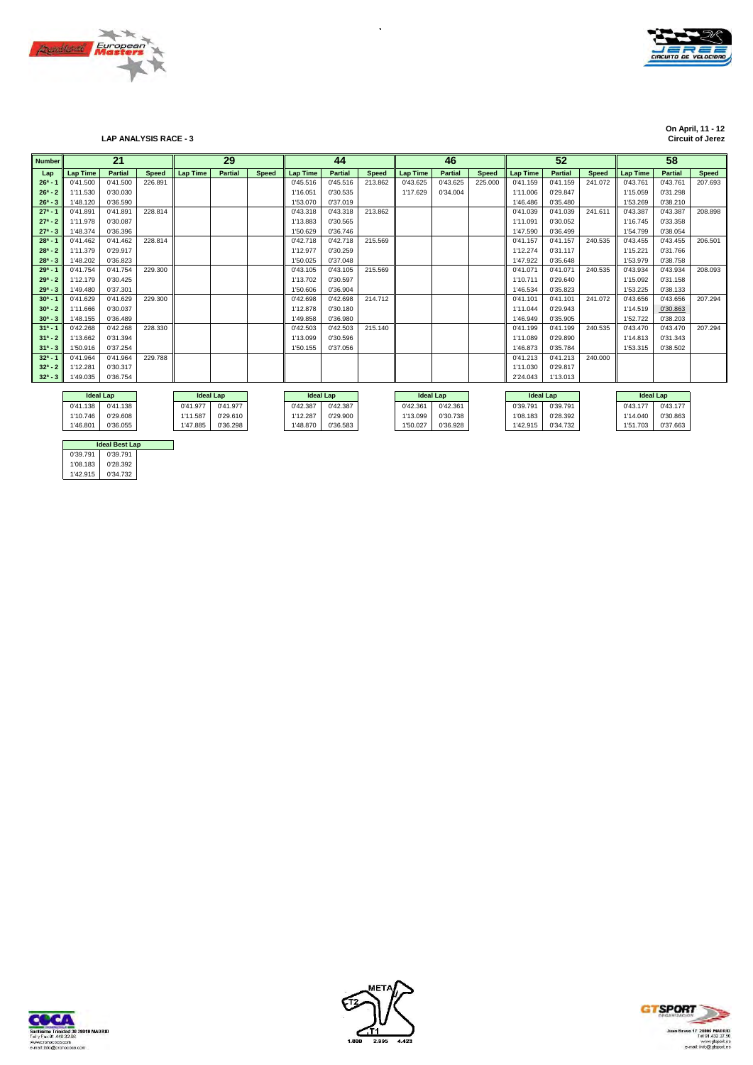**LAP ANALYSIS RACE - 3**

**On April, 11 - 12**
**Circuit of Jerez**

| Number | 21 | | | 29 | | | 44 | | | 46 | | | 52 | | | 58 | | |
|---|---|---|---|---|---|---|---|---|---|---|---|---|---|---|---|---|---|---|
| Lap | Lap Time | Partial | Speed | Lap Time | Partial | Speed | Lap Time | Partial | Speed | Lap Time | Partial | Speed | Lap Time | Partial | Speed | Lap Time | Partial | Speed |
| 26ª - 1 | 0'41.500 | 0'41.500 | 226.891 | | | | 0'45.516 | 0'45.516 | 213.862 | 0'43.625 | 0'43.625 | 225.000 | 0'41.159 | 0'41.159 | 241.072 | 0'43.761 | 0'43.761 | 207.693 |
| 26ª - 2 | 1'11.530 | 0'30.030 | | | | | 1'16.051 | 0'30.535 | | 1'17.629 | 0'34.004 | | 1'11.006 | 0'29.847 | | 1'15.059 | 0'31.298 | |
| 26ª - 3 | 1'48.120 | 0'36.590 | | | | | 1'53.070 | 0'37.019 | | | | | 1'46.486 | 0'35.480 | | 1'53.269 | 0'38.210 | |
| 27ª - 1 | 0'41.891 | 0'41.891 | 228.814 | | | | 0'43.318 | 0'43.318 | 213.862 | | | | 0'41.039 | 0'41.039 | 241.611 | 0'43.387 | 0'43.387 | 208.898 |
| 27ª - 2 | 1'11.978 | 0'30.087 | | | | | 1'13.883 | 0'30.565 | | | | | 1'11.091 | 0'30.052 | | 1'16.745 | 0'33.358 | |
| 27ª - 3 | 1'48.374 | 0'36.396 | | | | | 1'50.629 | 0'36.746 | | | | | 1'47.590 | 0'36.499 | | 1'54.799 | 0'38.054 | |
| 28ª - 1 | 0'41.462 | 0'41.462 | 228.814 | | | | 0'42.718 | 0'42.718 | 215.569 | | | | 0'41.157 | 0'41.157 | 240.535 | 0'43.455 | 0'43.455 | 206.501 |
| 28ª - 2 | 1'11.379 | 0'29.917 | | | | | 1'12.977 | 0'30.259 | | | | | 1'12.274 | 0'31.117 | | 1'15.221 | 0'31.766 | |
| 28ª - 3 | 1'48.202 | 0'36.823 | | | | | 1'50.025 | 0'37.048 | | | | | 1'47.922 | 0'35.648 | | 1'53.979 | 0'38.758 | |
| 29ª - 1 | 0'41.754 | 0'41.754 | 229.300 | | | | 0'43.105 | 0'43.105 | 215.569 | | | | 0'41.071 | 0'41.071 | 240.535 | 0'43.934 | 0'43.934 | 208.093 |
| 29ª - 2 | 1'12.179 | 0'30.425 | | | | | 1'13.702 | 0'30.597 | | | | | 1'10.711 | 0'29.640 | | 1'15.092 | 0'31.158 | |
| 29ª - 3 | 1'49.480 | 0'37.301 | | | | | 1'50.606 | 0'36.904 | | | | | 1'46.534 | 0'35.823 | | 1'53.225 | 0'38.133 | |
| 30ª - 1 | 0'41.629 | 0'41.629 | 229.300 | | | | 0'42.698 | 0'42.698 | 214.712 | | | | 0'41.101 | 0'41.101 | 241.072 | 0'43.656 | 0'43.656 | 207.294 |
| 30ª - 2 | 1'11.666 | 0'30.037 | | | | | 1'12.878 | 0'30.180 | | | | | 1'11.044 | 0'29.943 | | 1'14.519 | 0'30.863 | |
| 30ª - 3 | 1'48.155 | 0'36.489 | | | | | 1'49.858 | 0'36.980 | | | | | 1'46.949 | 0'35.905 | | 1'52.722 | 0'38.203 | |
| 31ª - 1 | 0'42.268 | 0'42.268 | 228.330 | | | | 0'42.503 | 0'42.503 | 215.140 | | | | 0'41.199 | 0'41.199 | 240.535 | 0'43.470 | 0'43.470 | 207.294 |
| 31ª - 2 | 1'13.662 | 0'31.394 | | | | | 1'13.099 | 0'30.596 | | | | | 1'11.089 | 0'29.890 | | 1'14.813 | 0'31.343 | |
| 31ª - 3 | 1'50.916 | 0'37.254 | | | | | 1'50.155 | 0'37.056 | | | | | 1'46.873 | 0'35.784 | | 1'53.315 | 0'38.502 | |
| 32ª - 1 | 0'41.964 | 0'41.964 | 229.788 | | | | | | | | | | 0'41.213 | 0'41.213 | 240.000 | | | |
| 32ª - 2 | 1'12.281 | 0'30.317 | | | | | | | | | | | 1'11.030 | 0'29.817 | | | | |
| 32ª - 3 | 1'49.035 | 0'36.754 | | | | | | | | | | | 2'24.043 | 1'13.013 | | | | |

| Ideal Lap (21) | | Ideal Lap (29) | | Ideal Lap (44) | | Ideal Lap (46) | | Ideal Lap (52) | | Ideal Lap (58) | |
|---|---|---|---|---|---|---|---|---|---|---|---|
| 0'41.138 | 0'41.138 | 0'41.977 | 0'41.977 | 0'42.387 | 0'42.387 | 0'42.361 | 0'42.361 | 0'39.791 | 0'39.791 | 0'43.177 | 0'43.177 |
| 1'10.746 | 0'29.608 | 1'11.587 | 0'29.610 | 1'12.287 | 0'29.900 | 1'13.099 | 0'30.738 | 1'08.183 | 0'28.392 | 1'14.040 | 0'30.863 |
| 1'46.801 | 0'36.055 | 1'47.885 | 0'36.298 | 1'48.870 | 0'36.583 | 1'50.027 | 0'36.928 | 1'42.915 | 0'34.732 | 1'51.703 | 0'37.663 |

| Ideal Best Lap | |
|---|---|
| 0'39.791 | 0'39.791 |
| 1'08.183 | 0'28.392 |
| 1'42.915 | 0'34.732 |

META T2 T1
1.800 2.995 4.423

Santísima Trinidad 30 28010 MADRID
Tel y Fax 91 448.32.08
www.cronococa.com
e-mail: info@cronococa.com

Juan Bravo 17 28006 MADRID
Tel 91 432.37.90
www.gtsport.es
e-mail: info@gtsport.es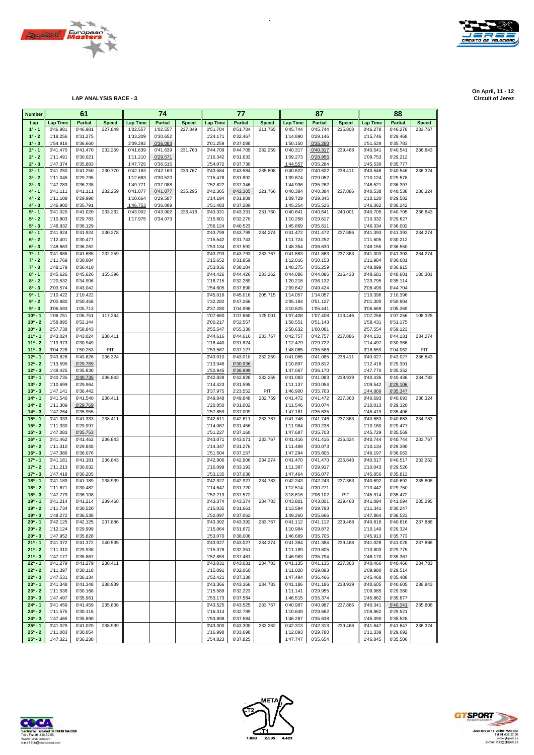**LAP ANALYSIS RACE - 3**

On April, 11 - 12
Circuit of Jerez

| Number | 61 | | | 74 | | | 77 | | | 87 | | | 88 | | |
|---|---|---|---|---|---|---|---|---|---|---|---|---|---|---|---|
| Lap | Lap Time | Partial | Speed | Lap Time | Partial | Speed | Lap Time | Partial | Speed | Lap Time | Partial | Speed | Lap Time | Partial | Speed |
| 1ª - 1 | 0'46.981 | 0'46.981 | 227.849 | 1'02.557 | 1'02.557 | 227.849 | 0'51.704 | 0'51.704 | 211.765 | 0'45.744 | 0'45.744 | 235.808 | 0'46.278 | 0'46.278 | 233.767 |
| 1ª - 2 | 1'18.256 | 0'31.275 | | 1'33.209 | 0'30.652 | | 1'24.171 | 0'32.467 | | 1'14.890 | 0'29.146 | | 1'15.746 | 0'29.468 | |
| 1ª - 3 | 1'54.916 | 0'36.660 | | 2'09.292 | 0'36.083 | | 2'01.259 | 0'37.088 | | 1'50.150 | 0'35.260 | | 1'51.529 | 0'35.783 | |
| 2ª - 1 | 0'41.470 | 0'41.470 | 232.259 | 0'41.639 | 0'41.639 | 231.760 | 0'44.709 | 0'44.709 | 232.259 | 0'40.317 | 0'40.317 | 239.468 | 0'40.541 | 0'40.541 | 236.843 |
| 2ª - 2 | 1'11.491 | 0'30.021 | | 1'11.210 | 0'29.571 | | 1'16.342 | 0'31.633 | | 1'09.273 | 0'28.956 | | 1'09.753 | 0'29.212 | |
| 2ª - 3 | 1'47.374 | 0'35.883 | | 1'47.725 | 0'36.515 | | 1'54.072 | 0'37.730 | | 1'44.557 | 0'35.284 | | 1'45.530 | 0'35.777 | |
| 3ª - 1 | 0'41.250 | 0'41.250 | 230.770 | 0'42.163 | 0'42.163 | 233.767 | 0'43.584 | 0'43.584 | 235.808 | 0'40.622 | 0'40.622 | 238.411 | 0'40.546 | 0'40.546 | 236.324 |
| 3ª - 2 | 1'11.045 | 0'29.795 | | 1'12.683 | 0'30.520 | | 1'15.476 | 0'31.892 | | 1'09.674 | 0'29.052 | | 1'10.124 | 0'29.578 | |
| 3ª - 3 | 1'47.283 | 0'36.238 | | 1'49.771 | 0'37.088 | | 1'52.822 | 0'37.346 | | 1'44.936 | 0'35.262 | | 1'46.521 | 0'36.397 | |
| 4ª - 1 | 0'41.111 | 0'41.111 | 232.259 | 0'41.077 | 0'41.077 | 235.295 | 0'42.305 | 0'42.305 | 221.766 | 0'40.384 | 0'40.384 | 237.886 | 0'40.538 | 0'40.538 | 236.324 |
| 4ª - 2 | 1'11.109 | 0'29.998 | | 1'10.664 | 0'29.587 | | 1'14.194 | 0'31.889 | | 1'09.729 | 0'29.345 | | 1'10.120 | 0'29.582 | |
| 4ª - 3 | 1'46.900 | 0'35.791 | | 1'46.753 | 0'36.089 | | 1'51.483 | 0'37.289 | | 1'45.254 | 0'35.525 | | 1'46.362 | 0'36.242 | |
| 5ª - 1 | 0'41.020 | 0'41.020 | 233.262 | 0'43.902 | 0'43.902 | 226.416 | 0'43.331 | 0'43.331 | 231.760 | 0'40.641 | 0'40.641 | 240.001 | 0'40.705 | 0'40.705 | 236.843 |
| 5ª - 2 | 1'10.803 | 0'29.783 | | 1'17.975 | 0'34.073 | | 1'15.601 | 0'32.270 | | 1'10.258 | 0'29.617 | | 1'10.332 | 0'29.627 | |
| 5ª - 3 | 1'46.932 | 0'36.129 | | | | | 1'56.124 | 0'40.523 | | 1'45.869 | 0'35.611 | | 1'46.334 | 0'36.002 | |
| 6ª - 1 | 0'41.924 | 0'41.924 | 230.278 | | | | 0'43.799 | 0'43.799 | 234.274 | 0'41.472 | 0'41.472 | 237.886 | 0'41.393 | 0'41.393 | 234.274 |
| 6ª - 2 | 1'12.401 | 0'30.477 | | | | | 1'15.542 | 0'31.743 | | 1'11.724 | 0'30.252 | | 1'11.605 | 0'30.212 | |
| 6ª - 3 | 1'48.663 | 0'36.262 | | | | | 1'53.134 | 0'37.592 | | 1'48.354 | 0'36.630 | | 1'48.155 | 0'36.550 | |
| 7ª - 1 | 0'41.685 | 0'41.685 | 232.259 | | | | 0'43.793 | 0'43.793 | 233.767 | 0'41.863 | 0'41.863 | 237.363 | 0'41.303 | 0'41.303 | 234.274 |
| 7ª - 2 | 1'11.769 | 0'30.084 | | | | | 1'15.652 | 0'31.859 | | 1'12.016 | 0'30.153 | | 1'11.984 | 0'30.681 | |
| 7ª - 3 | 1'48.179 | 0'36.410 | | | | | 1'53.836 | 0'38.184 | | 1'48.275 | 0'36.259 | | 1'48.899 | 0'36.915 | |
| 8ª - 1 | 0'45.626 | 0'45.626 | 155.396 | | | | 0'44.426 | 0'44.426 | 233.262 | 0'44.086 | 0'44.086 | 216.433 | 0'48.681 | 0'48.681 | 180.301 |
| 8ª - 2 | 1'20.532 | 0'34.906 | | | | | 1'16.715 | 0'32.289 | | 1'20.218 | 0'36.132 | | 1'23.795 | 0'35.114 | |
| 8ª - 3 | 2'03.574 | 0'43.042 | | | | | 1'54.605 | 0'37.890 | | 2'09.642 | 0'49.424 | | 2'08.499 | 0'44.704 | |
| 9ª - 1 | 1'10.422 | 1'10.422 | | | | | 0'45.016 | 0'45.016 | 205.715 | 1'14.057 | 1'14.057 | | 1'10.396 | 1'10.396 | |
| 9ª - 2 | 2'00.880 | 0'50.458 | | | | | 1'32.282 | 0'47.266 | | 2'05.184 | 0'51.127 | | 2'01.300 | 0'50.904 | |
| 9ª - 3 | 3'06.593 | 1'05.713 | | | | | 2'37.280 | 1'04.998 | | 3'10.625 | 1'05.441 | | 3'06.669 | 1'05.369 | |
| 10ª - 1 | 1'06.751 | 1'06.751 | 117.264 | | | | 1'07.660 | 1'07.660 | 125.001 | 1'07.408 | 1'07.408 | 113.446 | 1'07.256 | 1'07.256 | 108.325 |
| 10ª - 2 | 1'58.895 | 0'52.144 | | | | | 2'00.217 | 0'52.557 | | 1'58.551 | 0'51.143 | | 1'58.431 | 0'51.175 | |
| 10ª - 3 | 2'57.738 | 0'58.843 | | | | | 2'55.547 | 0'55.330 | | 2'58.632 | 1'00.081 | | 2'57.554 | 0'59.123 | |
| 11ª - 1 | 0'43.024 | 0'43.024 | 238.411 | | | | 0'44.616 | 0'44.616 | 233.767 | 0'42.757 | 0'42.757 | 237.886 | 0'44.131 | 0'44.131 | 234.274 |
| 11ª - 2 | 1'13.973 | 0'30.949 | | | | | 1'16.440 | 0'31.824 | | 1'12.479 | 0'29.722 | | 1'14.497 | 0'30.366 | |
| 11ª - 3 | 3'04.226 | 1'50.253 | PIT | | | | 1'53.567 | 0'37.127 | | 1'48.065 | 0'35.586 | | 3'18.559 | 2'04.062 | PIT |
| 12ª - 1 | 0'43.826 | 0'43.826 | 236.324 | | | | 0'43.010 | 0'43.010 | 232.259 | 0'41.085 | 0'41.085 | 238.411 | 0'43.027 | 0'43.027 | 236.843 |
| 12ª - 2 | 1'13.595 | 0'29.769 | | | | | 1'13.946 | 0'30.936 | | 1'10.897 | 0'29.812 | | 1'12.418 | 0'29.391 | |
| 12ª - 3 | 1'49.425 | 0'35.830 | | | | | 1'50.945 | 0'36.999 | | 1'47.067 | 0'36.170 | | 1'47.770 | 0'35.352 | |
| 13ª - 1 | 0'40.735 | 0'40.735 | 236.843 | | | | 0'42.828 | 0'42.828 | 232.259 | 0'41.083 | 0'41.083 | 238.939 | 0'40.436 | 0'40.436 | 234.783 |
| 13ª - 2 | 1'10.699 | 0'29.964 | | | | | 1'14.423 | 0'31.595 | | 1'11.137 | 0'30.054 | | 1'09.542 | 0'29.106 | |
| 13ª - 3 | 1'47.141 | 0'36.442 | | | | | 3'37.975 | 2'23.552 | PIT | 1'46.900 | 0'35.763 | | 1'44.889 | 0'35.347 | |
| 14ª - 1 | 0'41.540 | 0'41.540 | 238.411 | | | | 0'49.848 | 0'49.848 | 232.759 | 0'41.472 | 0'41.472 | 237.363 | 0'40.693 | 0'40.693 | 236.324 |
| 14ª - 2 | 1'11.309 | 0'29.769 | | | | | 1'20.850 | 0'31.002 | | 1'11.546 | 0'30.074 | | 1'10.013 | 0'29.320 | |
| 14ª - 3 | 1'47.264 | 0'35.955 | | | | | 1'57.859 | 0'37.009 | | 1'47.181 | 0'35.635 | | 1'45.419 | 0'35.406 | |
| 15ª - 1 | 0'41.333 | 0'41.333 | 238.411 | | | | 0'42.611 | 0'42.611 | 233.767 | 0'41.746 | 0'41.746 | 237.363 | 0'40.683 | 0'40.683 | 234.783 |
| 15ª - 2 | 1'11.330 | 0'29.997 | | | | | 1'14.067 | 0'31.456 | | 1'11.984 | 0'30.238 | | 1'10.160 | 0'29.477 | |
| 15ª - 3 | 1'47.083 | 0'35.753 | | | | | 1'51.227 | 0'37.160 | | 1'47.687 | 0'35.703 | | 1'45.729 | 0'35.569 | |
| 16ª - 1 | 0'41.462 | 0'41.462 | 236.843 | | | | 0'43.071 | 0'43.071 | 233.767 | 0'41.416 | 0'41.416 | 236.324 | 0'40.744 | 0'40.744 | 233.767 |
| 16ª - 2 | 1'11.310 | 0'29.848 | | | | | 1'14.347 | 0'31.276 | | 1'11.489 | 0'30.073 | | 1'10.134 | 0'29.390 | |
| 16ª - 3 | 1'47.386 | 0'36.076 | | | | | 1'51.504 | 0'37.157 | | 1'47.294 | 0'35.805 | | 1'46.197 | 0'36.063 | |
| 17ª - 1 | 0'41.181 | 0'41.181 | 236.843 | | | | 0'42.906 | 0'42.906 | 234.274 | 0'41.470 | 0'41.470 | 236.843 | 0'40.517 | 0'40.517 | 233.262 |
| 17ª - 2 | 1'11.213 | 0'30.032 | | | | | 1'16.099 | 0'33.193 | | 1'11.387 | 0'29.917 | | 1'10.043 | 0'29.526 | |
| 17ª - 3 | 1'47.418 | 0'36.205 | | | | | 1'53.135 | 0'37.036 | | 1'47.464 | 0'36.077 | | 1'45.856 | 0'35.813 | |
| 18ª - 1 | 0'41.189 | 0'41.189 | 238.939 | | | | 0'42.927 | 0'42.927 | 234.783 | 0'42.243 | 0'42.243 | 237.363 | 0'40.692 | 0'40.692 | 235.808 |
| 18ª - 2 | 1'11.671 | 0'30.482 | | | | | 1'14.647 | 0'31.720 | | 1'12.514 | 0'30.271 | | 1'10.442 | 0'29.750 | |
| 18ª - 3 | 1'47.779 | 0'36.108 | | | | | 1'52.219 | 0'37.572 | | 3'18.616 | 2'06.102 | PIT | 1'45.914 | 0'35.472 | |
| 19ª - 1 | 0'41.214 | 0'41.214 | 239.468 | | | | 0'43.374 | 0'43.374 | 234.783 | 0'43.801 | 0'43.801 | 239.468 | 0'41.094 | 0'41.094 | 235.295 |
| 19ª - 2 | 1'11.734 | 0'30.520 | | | | | 1'15.035 | 0'31.661 | | 1'13.594 | 0'29.793 | | 1'11.341 | 0'30.247 | |
| 19ª - 3 | 1'48.272 | 0'36.538 | | | | | 1'52.097 | 0'37.062 | | 1'49.260 | 0'35.666 | | 1'47.864 | 0'36.523 | |
| 20ª - 1 | 0'42.125 | 0'42.125 | 237.886 | | | | 0'43.392 | 0'43.392 | 233.767 | 0'41.112 | 0'41.112 | 239.468 | 0'40.816 | 0'40.816 | 237.886 |
| 20ª - 2 | 1'12.124 | 0'29.999 | | | | | 1'15.064 | 0'31.672 | | 1'10.984 | 0'29.872 | | 1'10.140 | 0'29.324 | |
| 20ª - 3 | 1'47.952 | 0'35.828 | | | | | 1'53.070 | 0'38.006 | | 1'46.689 | 0'35.705 | | 1'45.913 | 0'35.773 | |
| 21ª - 1 | 0'41.372 | 0'41.372 | 240.535 | | | | 0'43.027 | 0'43.027 | 234.274 | 0'41.384 | 0'41.384 | 239.468 | 0'41.028 | 0'41.028 | 237.886 |
| 21ª - 2 | 1'11.310 | 0'29.938 | | | | | 1'15.378 | 0'32.351 | | 1'11.189 | 0'29.805 | | 1'10.803 | 0'29.775 | |
| 21ª - 3 | 1'47.177 | 0'35.867 | | | | | 1'52.859 | 0'37.481 | | 1'46.983 | 0'35.794 | | 1'46.170 | 0'35.367 | |
| 22ª - 1 | 0'41.279 | 0'41.279 | 238.411 | | | | 0'43.031 | 0'43.031 | 234.783 | 0'41.135 | 0'41.135 | 237.363 | 0'40.466 | 0'40.466 | 234.783 |
| 22ª - 2 | 1'11.397 | 0'30.118 | | | | | 1'15.091 | 0'32.060 | | 1'11.028 | 0'29.893 | | 1'09.980 | 0'29.514 | |
| 22ª - 3 | 1'47.531 | 0'36.134 | | | | | 1'52.421 | 0'37.330 | | 1'47.494 | 0'36.466 | | 1'45.468 | 0'35.488 | |
| 23ª - 1 | 0'41.348 | 0'41.348 | 238.939 | | | | 0'43.366 | 0'43.366 | 234.783 | 0'41.186 | 0'41.186 | 238.939 | 0'40.605 | 0'40.605 | 236.843 |
| 23ª - 2 | 1'11.536 | 0'30.188 | | | | | 1'15.589 | 0'32.223 | | 1'11.141 | 0'29.955 | | 1'09.985 | 0'29.380 | |
| 23ª - 3 | 1'47.497 | 0'35.961 | | | | | 1'53.173 | 0'37.584 | | 1'46.515 | 0'35.374 | | 1'45.862 | 0'35.877 | |
| 24ª - 1 | 0'41.459 | 0'41.459 | 235.808 | | | | 0'43.525 | 0'43.525 | 233.767 | 0'40.987 | 0'40.987 | 237.886 | 0'40.341 | 0'40.341 | 235.808 |
| 24ª - 2 | 1'11.575 | 0'30.116 | | | | | 1'16.314 | 0'32.789 | | 1'10.649 | 0'29.662 | | 1'09.862 | 0'29.521 | |
| 24ª - 3 | 1'47.465 | 0'35.890 | | | | | 1'53.898 | 0'37.584 | | 1'46.287 | 0'35.638 | | 1'45.390 | 0'35.528 | |
| 25ª - 1 | 0'41.029 | 0'41.029 | 238.939 | | | | 0'43.300 | 0'43.300 | 233.262 | 0'42.313 | 0'42.313 | 239.468 | 0'41.647 | 0'41.647 | 236.324 |
| 25ª - 2 | 1'11.083 | 0'30.054 | | | | | 1'16.998 | 0'33.698 | | 1'12.093 | 0'29.780 | | 1'11.339 | 0'29.692 | |
| 25ª - 3 | 1'47.321 | 0'36.238 | | | | | 1'54.823 | 0'37.825 | | 1'47.747 | 0'35.654 | | 1'46.845 | 0'35.506 | |

META T2 T1
1.880 2.995 4.423

Santísimo Trinidad 30 28010 MADRID
Telf y Fax 91 448.32.08
www.cronococa.com
e-mail: info@cronococa.com

Juan Bravo 17 28006 MADRID
Telf 91.432.37.50
www.gtsport.es
e-mail: info@gtsport.es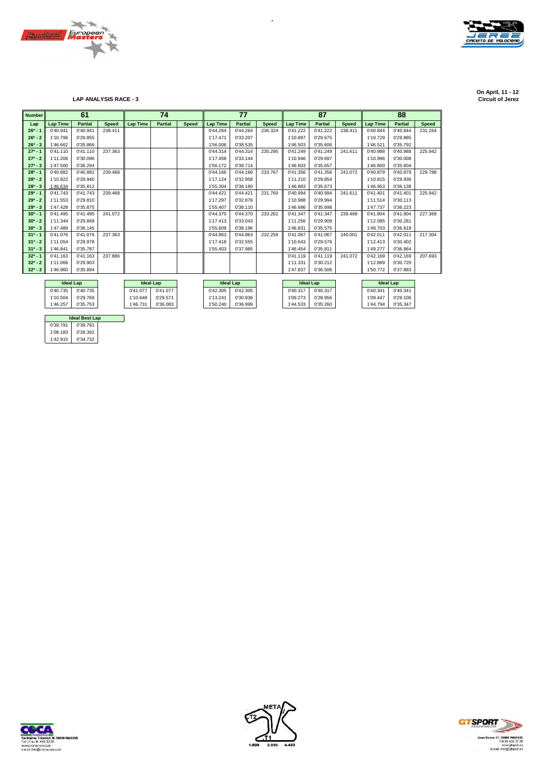**LAP ANALYSIS RACE - 3**

On April, 11 - 12
Circuit of Jerez

| Number | 61 | | | 74 | | | 77 | | | 87 | | | 88 | | |
|---|---|---|---|---|---|---|---|---|---|---|---|---|---|---|---|
| Lap | Lap Time | Partial | Speed | Lap Time | Partial | Speed | Lap Time | Partial | Speed | Lap Time | Partial | Speed | Lap Time | Partial | Speed |
| 26ª - 1 | 0'40.941 | 0'40.941 | 238.411 | | | | 0'44.264 | 0'44.264 | 236.324 | 0'41.222 | 0'41.222 | 238.411 | 0'40.844 | 0'40.844 | 231.264 |
| 26ª - 2 | 1'10.796 | 0'29.855 | | | | | 1'17.471 | 0'33.207 | | 1'10.897 | 0'29.675 | | 1'10.729 | 0'29.885 | |
| 26ª - 3 | 1'46.662 | 0'35.866 | | | | | 1'56.006 | 0'38.535 | | 1'46.503 | 0'35.606 | | 1'46.521 | 0'35.792 | |
| 27ª - 1 | 0'41.110 | 0'41.110 | 237.363 | | | | 0'44.314 | 0'44.314 | 235.295 | 0'41.249 | 0'41.249 | 241.611 | 0'40.988 | 0'40.988 | 225.942 |
| 27ª - 2 | 1'11.206 | 0'30.096 | | | | | 1'17.458 | 0'33.144 | | 1'10.946 | 0'29.697 | | 1'10.996 | 0'30.008 | |
| 27ª - 3 | 1'47.500 | 0'36.294 | | | | | 1'56.172 | 0'38.714 | | 1'46.603 | 0'35.657 | | 1'46.800 | 0'35.804 | |
| 28ª - 1 | 0'40.882 | 0'40.882 | 239.468 | | | | 0'44.166 | 0'44.166 | 233.767 | 0'41.356 | 0'41.356 | 241.072 | 0'40.879 | 0'40.879 | 229.788 |
| 28ª - 2 | 1'10.822 | 0'29.940 | | | | | 1'17.124 | 0'32.958 | | 1'11.210 | 0'29.854 | | 1'10.815 | 0'29.936 | |
| 28ª - 3 | 1'46.634 | 0'35.812 | | | | | 1'55.304 | 0'38.180 | | 1'46.883 | 0'35.673 | | 1'46.953 | 0'36.138 | |
| 29ª - 1 | 0'41.743 | 0'41.743 | 239.468 | | | | 0'44.421 | 0'44.421 | 231.760 | 0'40.994 | 0'40.994 | 241.611 | 0'41.401 | 0'41.401 | 225.942 |
| 29ª - 2 | 1'11.553 | 0'29.810 | | | | | 1'17.297 | 0'32.876 | | 1'10.988 | 0'29.994 | | 1'11.514 | 0'30.113 | |
| 29ª - 3 | 1'47.428 | 0'35.875 | | | | | 1'55.407 | 0'38.110 | | 1'46.686 | 0'35.698 | | 1'47.737 | 0'36.223 | |
| 30ª - 1 | 0'41.495 | 0'41.495 | 241.072 | | | | 0'44.370 | 0'44.370 | 233.262 | 0'41.347 | 0'41.347 | 239.468 | 0'41.804 | 0'41.804 | 227.369 |
| 30ª - 2 | 1'11.344 | 0'29.849 | | | | | 1'17.413 | 0'33.043 | | 1'11.256 | 0'29.909 | | 1'12.085 | 0'30.281 | |
| 30ª - 3 | 1'47.489 | 0'36.145 | | | | | 1'55.609 | 0'38.196 | | 1'46.831 | 0'35.575 | | 1'48.703 | 0'36.618 | |
| 31ª - 1 | 0'41.076 | 0'41.076 | 237.363 | | | | 0'44.863 | 0'44.863 | 232.259 | 0'41.067 | 0'41.067 | 240.001 | 0'42.011 | 0'42.011 | 217.304 |
| 31ª - 2 | 1'11.054 | 0'29.978 | | | | | 1'17.418 | 0'32.555 | | 1'10.643 | 0'29.576 | | 1'12.413 | 0'30.402 | |
| 31ª - 3 | 1'46.841 | 0'35.787 | | | | | 1'55.403 | 0'37.985 | | 1'46.454 | 0'35.811 | | 1'49.277 | 0'36.864 | |
| 32ª - 1 | 0'41.163 | 0'41.163 | 237.886 | | | | | | | 0'41.119 | 0'41.119 | 241.072 | 0'42.169 | 0'42.169 | 207.693 |
| 32ª - 2 | 1'11.066 | 0'29.903 | | | | | | | | 1'11.331 | 0'30.212 | | 1'12.889 | 0'30.720 | |
| 32ª - 3 | 1'46.960 | 0'35.894 | | | | | | | | 1'47.837 | 0'36.506 | | 1'50.772 | 0'37.883 | |

| Ideal Lap (61) | | Ideal Lap (74) | | Ideal Lap (77) | | Ideal Lap (87) | | Ideal Lap (88) | |
|---|---|---|---|---|---|---|---|---|---|
| 0'40.735 | 0'40.735 | 0'41.077 | 0'41.077 | 0'42.305 | 0'42.305 | 0'40.317 | 0'40.317 | 0'40.341 | 0'40.341 |
| 1'10.504 | 0'29.769 | 1'10.648 | 0'29.571 | 1'13.241 | 0'30.936 | 1'09.273 | 0'28.956 | 1'09.447 | 0'29.106 |
| 1'46.257 | 0'35.753 | 1'46.731 | 0'36.083 | 1'50.240 | 0'36.999 | 1'44.533 | 0'35.260 | 1'44.794 | 0'35.347 |

| Ideal Best Lap | |
|---|---|
| 0'39.791 | 0'39.791 |
| 1'08.183 | 0'28.392 |
| 1'42.915 | 0'34.732 |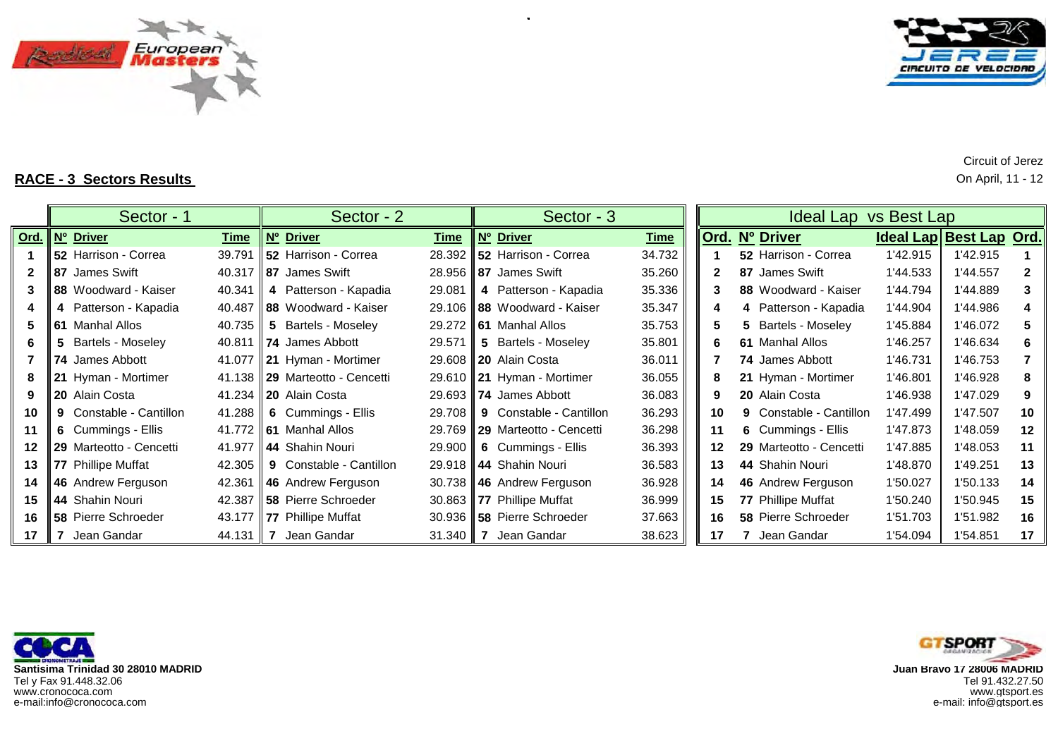## RACE - 3 Sectors Results

Circuit of Jerez
On April, 11 - 12

| | Sector - 1 | | | Sector - 2 | | | Sector - 3 | | | Ideal Lap vs Best Lap | | | | |
|---|---|---|---|---|---|---|---|---|---|---|---|---|---|---|
| Ord. | Nº | Driver | Time | Nº | Driver | Time | Nº | Driver | Time | Ord. | Nº | Driver | Ideal Lap | Best Lap | Ord. |
| 1 | 52 | Harrison - Correa | 39.791 | 52 | Harrison - Correa | 28.392 | 52 | Harrison - Correa | 34.732 | 1 | 52 | Harrison - Correa | 1'42.915 | 1'42.915 | 1 |
| 2 | 87 | James Swift | 40.317 | 87 | James Swift | 28.956 | 87 | James Swift | 35.260 | 2 | 87 | James Swift | 1'44.533 | 1'44.557 | 2 |
| 3 | 88 | Woodward - Kaiser | 40.341 | 4 | Patterson - Kapadia | 29.081 | 4 | Patterson - Kapadia | 35.336 | 3 | 88 | Woodward - Kaiser | 1'44.794 | 1'44.889 | 3 |
| 4 | 4 | Patterson - Kapadia | 40.487 | 88 | Woodward - Kaiser | 29.106 | 88 | Woodward - Kaiser | 35.347 | 4 | 4 | Patterson - Kapadia | 1'44.904 | 1'44.986 | 4 |
| 5 | 61 | Manhal Allos | 40.735 | 5 | Bartels - Moseley | 29.272 | 61 | Manhal Allos | 35.753 | 5 | 5 | Bartels - Moseley | 1'45.884 | 1'46.072 | 5 |
| 6 | 5 | Bartels - Moseley | 40.811 | 74 | James Abbott | 29.571 | 5 | Bartels - Moseley | 35.801 | 6 | 61 | Manhal Allos | 1'46.257 | 1'46.634 | 6 |
| 7 | 74 | James Abbott | 41.077 | 21 | Hyman - Mortimer | 29.608 | 20 | Alain Costa | 36.011 | 7 | 74 | James Abbott | 1'46.731 | 1'46.753 | 7 |
| 8 | 21 | Hyman - Mortimer | 41.138 | 29 | Marteotto - Cencetti | 29.610 | 21 | Hyman - Mortimer | 36.055 | 8 | 21 | Hyman - Mortimer | 1'46.801 | 1'46.928 | 8 |
| 9 | 20 | Alain Costa | 41.234 | 20 | Alain Costa | 29.693 | 74 | James Abbott | 36.083 | 9 | 20 | Alain Costa | 1'46.938 | 1'47.029 | 9 |
| 10 | 9 | Constable - Cantillon | 41.288 | 6 | Cummings - Ellis | 29.708 | 9 | Constable - Cantillon | 36.293 | 10 | 9 | Constable - Cantillon | 1'47.499 | 1'47.507 | 10 |
| 11 | 6 | Cummings - Ellis | 41.772 | 61 | Manhal Allos | 29.769 | 29 | Marteotto - Cencetti | 36.298 | 11 | 6 | Cummings - Ellis | 1'47.873 | 1'48.059 | 12 |
| 12 | 29 | Marteotto - Cencetti | 41.977 | 44 | Shahin Nouri | 29.900 | 6 | Cummings - Ellis | 36.393 | 12 | 29 | Marteotto - Cencetti | 1'47.885 | 1'48.053 | 11 |
| 13 | 77 | Phillipe Muffat | 42.305 | 9 | Constable - Cantillon | 29.918 | 44 | Shahin Nouri | 36.583 | 13 | 44 | Shahin Nouri | 1'48.870 | 1'49.251 | 13 |
| 14 | 46 | Andrew Ferguson | 42.361 | 46 | Andrew Ferguson | 30.738 | 46 | Andrew Ferguson | 36.928 | 14 | 46 | Andrew Ferguson | 1'50.027 | 1'50.133 | 14 |
| 15 | 44 | Shahin Nouri | 42.387 | 58 | Pierre Schroeder | 30.863 | 77 | Phillipe Muffat | 36.999 | 15 | 77 | Phillipe Muffat | 1'50.240 | 1'50.945 | 15 |
| 16 | 58 | Pierre Schroeder | 43.177 | 77 | Phillipe Muffat | 30.936 | 58 | Pierre Schroeder | 37.663 | 16 | 58 | Pierre Schroeder | 1'51.703 | 1'51.982 | 16 |
| 17 | 7 | Jean Gandar | 44.131 | 7 | Jean Gandar | 31.340 | 7 | Jean Gandar | 38.623 | 17 | 7 | Jean Gandar | 1'54.094 | 1'54.851 | 17 |

**Santisima Trinidad 30 28010 MADRID**
Tel y Fax 91.448.32.06
www.cronococa.com
e-mail:info@cronococa.com

**Juan Bravo 17 28006 MADRID**
Tel 91.432.27.50
www.gtsport.es
e-mail: info@gtsport.es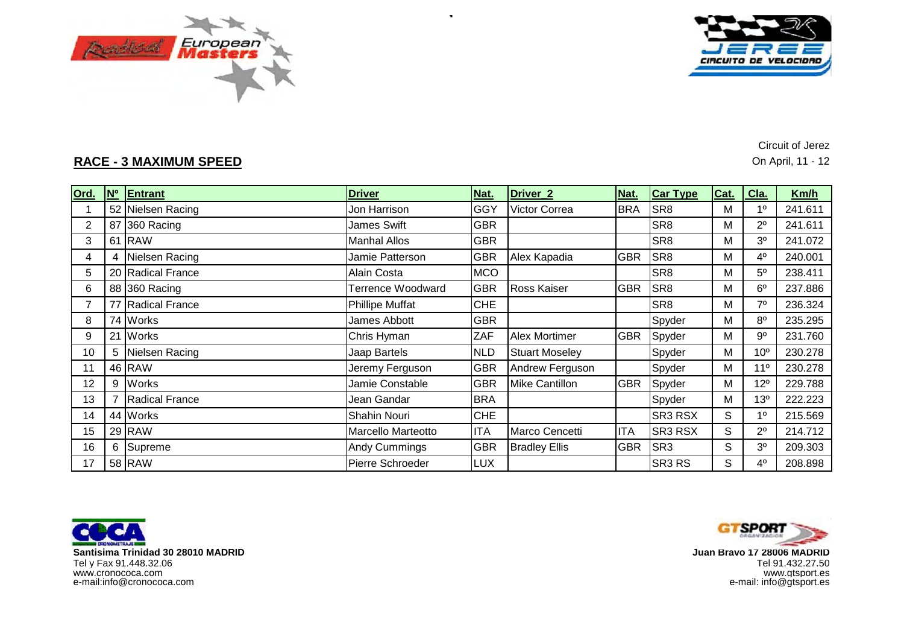Circuit of Jerez

On April, 11 - 12

## RACE - 3 MAXIMUM SPEED

| Ord. | Nº | Entrant | Driver | Nat. | Driver_2 | Nat. | Car Type | Cat. | Cla. | Km/h |
|---|---|---|---|---|---|---|---|---|---|---|
| 1 | 52 | Nielsen Racing | Jon Harrison | GGY | Victor Correa | BRA | SR8 | M | 1º | 241.611 |
| 2 | 87 | 360 Racing | James Swift | GBR | | | SR8 | M | 2º | 241.611 |
| 3 | 61 | RAW | Manhal Allos | GBR | | | SR8 | M | 3º | 241.072 |
| 4 | 4 | Nielsen Racing | Jamie Patterson | GBR | Alex Kapadia | GBR | SR8 | M | 4º | 240.001 |
| 5 | 20 | Radical France | Alain Costa | MCO | | | SR8 | M | 5º | 238.411 |
| 6 | 88 | 360 Racing | Terrence Woodward | GBR | Ross Kaiser | GBR | SR8 | M | 6º | 237.886 |
| 7 | 77 | Radical France | Phillipe Muffat | CHE | | | SR8 | M | 7º | 236.324 |
| 8 | 74 | Works | James Abbott | GBR | | | Spyder | M | 8º | 235.295 |
| 9 | 21 | Works | Chris Hyman | ZAF | Alex Mortimer | GBR | Spyder | M | 9º | 231.760 |
| 10 | 5 | Nielsen Racing | Jaap Bartels | NLD | Stuart Moseley | | Spyder | M | 10º | 230.278 |
| 11 | 46 | RAW | Jeremy Ferguson | GBR | Andrew Ferguson | | Spyder | M | 11º | 230.278 |
| 12 | 9 | Works | Jamie Constable | GBR | Mike Cantillon | GBR | Spyder | M | 12º | 229.788 |
| 13 | 7 | Radical France | Jean Gandar | BRA | | | Spyder | M | 13º | 222.223 |
| 14 | 44 | Works | Shahin Nouri | CHE | | | SR3 RSX | S | 1º | 215.569 |
| 15 | 29 | RAW | Marcello Marteotto | ITA | Marco Cencetti | ITA | SR3 RSX | S | 2º | 214.712 |
| 16 | 6 | Supreme | Andy Cummings | GBR | Bradley Ellis | GBR | SR3 | S | 3º | 209.303 |
| 17 | 58 | RAW | Pierre Schroeder | LUX | | | SR3 RS | S | 4º | 208.898 |

**Santisima Trinidad 30 28010 MADRID**
Tel y Fax 91.448.32.06
www.cronococa.com
e-mail:info@cronococa.com

**Juan Bravo 17 28006 MADRID**
Tel 91.432.27.50
www.gtsport.es
e-mail: info@gtsport.es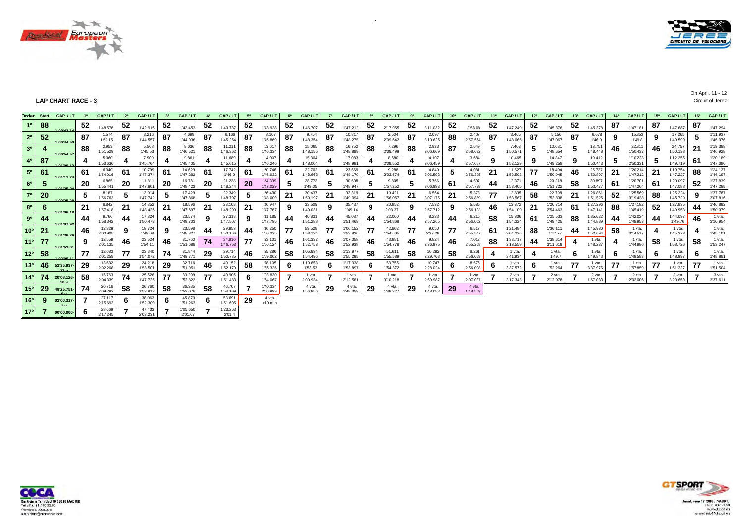## LAP CHART RACE - 3

On April, 11 - 12
Circuit of Jerez

| Order | Start | GAP / LT | 1ª | GAP / LT | 2ª | GAP / LT | 3ª | GAP / LT | 4ª | GAP / LT | 5ª | GAP / LT | 6ª | GAP / LT | 7ª | GAP / LT | 8ª | GAP / LT | 9ª | GAP / LT | 10ª | GAP / LT | 11ª | GAP / LT | 12ª | GAP / LT | 13ª | GAP / LT | 14ª | GAP / LT | 15ª | GAP / LT | 16ª | GAP / LT |
|---|---|---|---|---|---|---|---|---|---|---|---|---|---|---|---|---|---|---|---|---|---|---|---|---|---|---|---|---|---|---|---|---|---|---|
| 1º | 88 | 1.00'43.14 | 52 | 1'48.576 | 52 | 1'42.915 | 52 | 1'43.453 | 52 | 1'43.787 | 52 | 1'43.928 | 52 | 1'46.707 | 52 | 1'47.212 | 52 | 2'17.955 | 52 | 3'11.032 | 52 | 2'58.08 | 52 | 1'47.249 | 52 | 1'45.376 | 52 | 1'45.378 | 87 | 1'47.181 | 87 | 1'47.687 | 87 | 1'47.294 |
| 2º | 52 | 1.00'44.50 | 87 | 1.574 1'50.15 | 87 | 3.216 1'44.557 | 87 | 4.699 1'44.936 | 87 | 6.166 1'45.254 | 87 | 8.107 1'45.869 | 87 | 9.754 1'48.354 | 87 | 10.817 1'48.275 | 87 | 2.504 2'09.642 | 87 | 2.097 3'10.625 | 88 | 2.407 2'57.554 | 87 | 3.465 1'48.065 | 87 | 5.156 1'47.067 | 87 | 6.678 1'46.9 | 9 | 15.353 1'49.8 | 9 | 17.265 1'49.599 | 5 | 1'11.937 1'46.976 |
| 3º | 4 | 1.00'54.57 | 88 | 2.953 1'51.529 | 88 | 5.568 1'45.53 | 88 | 8.636 1'46.521 | 88 | 11.211 1'46.362 | 88 | 13.617 1'46.334 | 88 | 15.065 1'48.155 | 88 | 16.752 1'48.899 | 88 | 7.296 2'08.499 | 88 | 2.933 3'06.669 | 87 | 2.649 2'58.632 | 5 | 7.403 1'50.571 | 5 | 10.681 1'48.654 | 5 | 13.751 1'48.448 | 46 | 22.311 1'50.433 | 46 | 24.757 1'50.133 | 21 | 1'19.388 1'46.928 |
| 4º | 87 | 1.01'09.13 | 4 | 5.060 1'53.636 | 4 | 7.909 1'45.764 | 4 | 9.861 1'45.405 | 4 | 11.689 1'45.615 | 4 | 14.007 1'46.246 | 4 | 15.304 1'48.004 | 4 | 17.083 1'48.991 | 4 | 8.680 2'09.552 | 4 | 4.107 3'06.459 | 4 | 3.684 2'57.657 | 9 | 10.465 1'52.129 | 9 | 14.347 1'49.258 | 9 | 19.412 1'50.443 | 5 | 1'10.223 2'50.331 | 5 | 1'12.255 1'49.719 | 61 | 1'20.189 1'47.386 |
| 5º | 61 | 1.01'11.24 | 61 | 6.340 1'54.916 | 61 | 10.799 1'47.374 | 61 | 14.629 1'47.283 | 61 | 17.742 1'46.9 | 61 | 20.746 1'46.932 | 61 | 22.702 1'48.663 | 61 | 23.669 1'48.179 | 61 | 9.288 2'03.574 | 61 | 4.849 3'06.593 | 5 | 4.081 2'56.395 | 21 | 11.627 1'53.503 | 77 | 18.404 1'50.945 | 46 | 25.737 1'50.897 | 21 | 1'20.214 1'47.212 | 21 | 1'19.754 1'47.227 | 88 | 1'24.127 1'46.197 |
| 6º | 5 | 1.01'25.04 | 20 | 6.865 1'55.441 | 20 | 11.811 1'47.861 | 20 | 16.781 1'48.423 | 20 | 21.238 1'48.244 | 20 | 24.339 1'47.029 | 5 | 28.773 1'49.05 | 5 | 30.508 1'48.947 | 5 | 9.805 1'57.252 | 5 | 5.766 3'06.993 | 61 | 4.507 2'57.738 | 44 | 12.371 1'53.405 | 46 | 20.218 1'51.722 | 58 | 30.897 1'53.477 | 61 | 1'20.701 1'47.264 | 61 | 1'20.097 1'47.083 | 52 | 1'27.839 1'47.298 |
| 7º | 20 | 1.02'25.28 | 5 | 8.187 1'56.763 | 5 | 13.014 1'47.742 | 5 | 17.429 1'47.868 | 5 | 22.349 1'48.707 | 5 | 26.430 1'48.009 | 21 | 30.437 1'50.197 | 21 | 32.319 1'49.094 | 21 | 10.421 1'56.057 | 21 | 6.564 3'07.175 | 21 | 5.373 2'56.889 | 77 | 12.835 1'53.567 | 58 | 22.798 1'52.838 | 21 | 1'26.861 1'51.525 | 52 | 1'25.569 3'19.428 | 88 | 1'25.224 1'45.729 | 9 | 1'37.787 3'07.816 |
| 8º | 6 | 1.01'06.18 | 21 | 8.842 1'57.418 | 21 | 14.352 1'48.425 | 21 | 18.596 1'47.697 | 21 | 23.108 1'48.299 | 21 | 26.947 1'47.767 | 9 | 33.509 1'49.031 | 9 | 35.437 1'49.14 | 9 | 20.852 2'03.37 | 9 | 7.532 2'57.712 | 9 | 5.585 2'56.133 | 46 | 13.872 1'54.109 | 21 | 1'20.714 2'54.463 | 61 | 1'27.296 1'47.141 | 88 | 1'27.182 1'45.419 | 52 | 1'27.835 1'49.953 | 44 | 1'46.882 1'50.079 |
| 9º | 44 | 1.01'07.02 | 44 | 9.766 1'58.342 | 44 | 17.324 1'50.473 | 44 | 23.574 1'49.703 | 9 | 27.318 1'47.507 | 9 | 31.185 1'47.795 | 44 | 40.831 1'51.288 | 44 | 45.087 1'51.468 | 44 | 22.000 1'54.868 | 44 | 8.233 2'57.265 | 44 | 6.215 2'56.062 | 58 | 15.336 1'54.324 | 61 | 1'25.533 1'49.425 | 88 | 1'35.622 1'44.889 | 44 | 1'42.024 1'49.953 | 44 | 1'44.097 1'49.76 | 46 | 1 vta. 3'10.954 |
| 10º | 21 | 1.01'36.26 | 46 | 12.329 2'00.905 | 9 | 18.724 1'49.08 | 9 | 23.598 1'48.327 | 44 | 29.953 1'50.166 | 44 | 36.250 1'50.225 | 77 | 59.528 1'53.134 | 77 | 1'06.152 1'53.836 | 77 | 42.802 1'54.605 | 77 | 9.050 2'37.28 | 77 | 6.517 2'55.547 | 61 | 1'21.484 3'04.226 | 88 | 1'36.111 1'47.77 | 44 | 1'45.930 1'52.694 | 58 | 1 vta. 3'14.517 | 4 | 1 vta. 1'45.373 | 4 | 1 vta. 1'45.101 |
| 11º | 77 | 1.01'52.01 | 9 | 12.559 2'01.135 | 46 | 23.524 1'54.11 | 46 | 31.760 1'51.689 | 74 | 34.810 1'46.753 | 77 | 53.101 1'56.124 | 46 | 1'01.332 1'52.753 | 46 | 1'07.058 1'52.938 | 46 | 43.881 1'54.778 | 46 | 9.824 2'36.975 | 46 | 7.012 2'55.268 | 88 | 1'33.717 3'18.559 | 44 | 1'38.614 3'11.619 | 4 | 1 vta. 1'48.237 | 4 | 1 vta. 1'44.986 | 58 | 1 vta. 1'58.726 | 58 | 1 vta. 1'53.247 |
| 12º | 58 | 1.02'05.11 | 77 | 12.683 2'01.259 | 77 | 23.840 1'54.072 | 74 | 31.844 1'49.771 | 29 | 39.714 1'50.785 | 46 | 55.286 1'59.062 | 58 | 1'05.894 1'54.496 | 58 | 1'13.977 1'55.295 | 58 | 51.611 1'55.589 | 58 | 10.282 2'29.703 | 58 | 8.261 2'56.059 | 4 | 1 vta. 3'41.934 | 4 | 1 vta. 1'49.7 | 6 | 1 vta. 1'49.843 | 6 | 1 vta. 1'49.583 | 6 | 1 vta. 1'48.897 | 6 | 1 vta. 1'48.881 |
| 13º | 46 | 52'35.937-27 v | 29 | 13.632 2'02.208 | 29 | 24.218 1'53.501 | 29 | 32.716 1'51.951 | 46 | 40.152 1'52.179 | 58 | 58.105 1'55.326 | 6 | 1'10.653 1'53.53 | 6 | 1'17.338 1'53.897 | 6 | 53.755 1'54.372 | 6 | 10.747 2'28.024 | 6 | 8.675 2'56.008 | 6 | 1 vta. 3'37.572 | 6 | 1 vta. 1'52.264 | 77 | 1 vta. 3'37.975 | 77 | 1 vta. 1'57.859 | 77 | 1 vta. 1'51.227 | 77 | 1 vta. 1'51.504 |
| 14º | 74 | 20'08.126-10 v | 58 | 15.763 2'04.339 | 74 | 25.526 1'47.725 | 77 | 33.209 1'52.822 | 77 | 40.905 1'51.483 | 6 | 1'03.830 1'54.067 | 7 | 1 vta. 2'00.934 | 7 | 1 vta. 2'12.581 | 7 | 1 vta. 3'10.218 | 7 | 1 vta. 2'59.987 | 7 | 1 vta. 2'07.037 | 7 | 2 vta. 3'17.343 | 7 | 2 vta. 2'12.078 | 7 | 2 vta. 1'57.033 | 7 | 2 vta. 2'02.006 | 7 | 2 vta. 3'20.659 | 7 | 3 vta. 3'37.611 |
| 15º | 29 | 49'25.751-6 v | 74 | 20.716 2'09.292 | 58 | 26.760 1'53.912 | 58 | 36.385 1'53.078 | 58 | 46.707 1'54.109 | 7 | 1'40.334 2'00.999 | 29 | 4 vta. 1'56.956 | 29 | 4 vta. 1'48.358 | 29 | 4 vta. 1'48.327 | 29 | 4 vta. 1'48.053 | 29 | 4 vta. 1'48.569 | | | | | | | | | | | | |
| 16º | 9 | 02'00.317-1 v | 7 | 27.117 2'15.693 | 6 | 38.063 1'52.309 | 6 | 45.873 1'51.263 | 6 | 53.691 1'51.605 | 29 | 4 vta. >10 min | | | | | | | | | | | | | | | | | | | | | | |
| 17º | 7 | 00'00.000-0 v | 6 | 28.669 2'17.245 | 7 | 47.433 2'03.231 | 7 | 1'05.650 2'01.67 | 7 | 1'23.263 2'01.4 | | | | | | | | | | | | | | | | | | | | | | | | |

Santísima Trinidad 30 28010 MADRID
Tel y Fax 91 445 32 06
www.cronococa.com
e-mail info@cronococa.com

Juan Bravo 17 28006 MADRID
Tel 91 432 27 69
www.gtsport.es
e-mail info@gtsport.es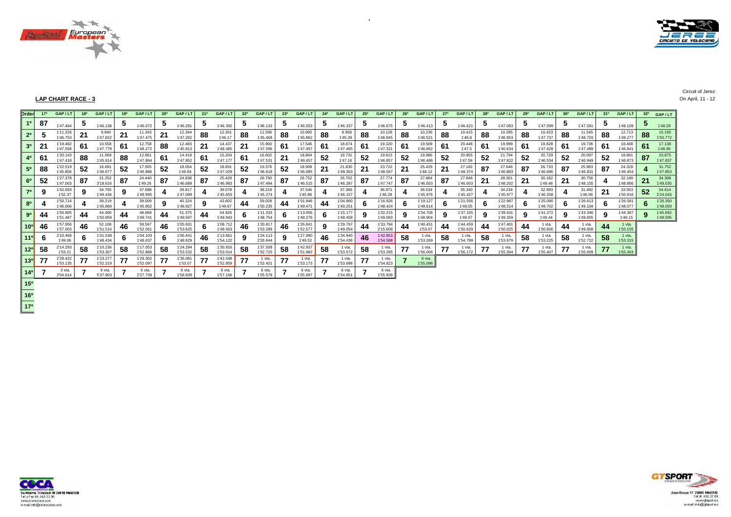## LAP CHART RACE - 3

Circuit of Jerez
On April, 11 - 12

| Order | 17ª | GAP / LT | 18ª | GAP / LT | 19ª | GAP / LT | 20ª | GAP / LT | 21ª | GAP / LT | 22ª | GAP / LT | 23ª | GAP / LT | 24ª | GAP / LT | 25ª | GAP / LT | 26ª | GAP / LT | 27ª | GAP / LT | 28ª | GAP / LT | 29ª | GAP / LT | 30ª | GAP / LT | 31ª | GAP / LT | 32ª | GAP / LT |
|---|---|---|---|---|---|---|---|---|---|---|---|---|---|---|---|---|---|---|---|---|---|---|---|---|---|---|---|---|---|---|---|---|
| 1º | 87 | 1'47.464 | 5 | 1'46.138 | 5 | 1'46.072 | 5 | 1'46.291 | 5 | 1'46.392 | 5 | 1'46.133 | 5 | 1'46.553 | 5 | 1'46.337 | 5 | 1'46.675 | 5 | 1'46.413 | 5 | 1'46.621 | 5 | 1'47.083 | 5 | 1'47.599 | 5 | 1'47.581 | 5 | 1'48.109 | 5 | 1'48.29 |
| 2º | 5 | 1'11.226 1'46.753 | 21 | 9.940 1'47.822 | 21 | 11.343 1'47.475 | 21 | 12.344 1'47.292 | 88 | 12.261 1'46.17 | 88 | 11.596 1'45.468 | 88 | 10.905 1'45.862 | 88 | 9.958 1'45.39 | 88 | 10.128 1'46.845 | 88 | 10.236 1'46.521 | 88 | 10.415 1'46.8 | 88 | 10.285 1'46.953 | 88 | 10.423 1'47.737 | 88 | 11.545 1'48.703 | 88 | 12.713 1'49.277 | 88 | 15.195 1'50.772 |
| 3º | 21 | 1'19.482 1'47.558 | 61 | 10.558 1'47.779 | 61 | 12.758 1'48.272 | 88 | 12.483 1'45.913 | 21 | 14.437 1'48.485 | 21 | 15.900 1'47.596 | 61 | 17.546 1'47.497 | 61 | 18.674 1'47.465 | 61 | 19.320 1'47.321 | 61 | 19.569 1'46.662 | 61 | 20.448 1'47.5 | 61 | 19.999 1'46.634 | 61 | 19.828 1'47.428 | 61 | 19.736 1'47.489 | 61 | 18.468 1'46.841 | 61 | 17.138 1'46.96 |
| 4º | 61 | 1'20.143 1'47.418 | 88 | 11.069 1'45.914 | 88 | 12.861 1'47.864 | 61 | 14.419 1'47.952 | 61 | 15.204 1'47.177 | 61 | 16.602 1'47.531 | 21 | 18.804 1'49.457 | 52 | 19.731 1'47.16 | 52 | 19.913 1'46.857 | 52 | 19.986 1'46.486 | 52 | 20.955 1'47.59 | 52 | 21.794 1'47.922 | 52 | 20.729 1'46.534 | 52 | 20.097 1'46.949 | 52 | 18.861 1'46.873 | 87 | 23.875 1'47.837 |
| 5º | 88 | 1'22.519 1'45.856 | 52 | 16.691 1'46.677 | 52 | 17.505 1'46.886 | 52 | 18.054 1'46.84 | 52 | 18.691 1'47.029 | 52 | 19.376 1'46.818 | 52 | 18.908 1'46.085 | 21 | 21.830 1'49.363 | 21 | 23.722 1'48.567 | 21 | 25.429 1'48.12 | 21 | 27.182 1'48.374 | 87 | 27.646 1'46.883 | 87 | 26.733 1'46.686 | 87 | 25.983 1'46.831 | 87 | 24.328 1'46.454 | 4 | 31.752 1'47.853 |
| 6º | 52 | 1'27.378 1'47.003 | 87 | 21.252 3'18.616 | 87 | 24.440 1'49.26 | 87 | 24.838 1'46.689 | 87 | 25.429 1'46.983 | 87 | 26.790 1'47.494 | 87 | 26.752 1'46.515 | 87 | 26.702 1'46.287 | 87 | 27.774 1'47.747 | 87 | 27.864 1'46.503 | 87 | 27.846 1'46.603 | 21 | 28.301 1'48.202 | 21 | 30.182 1'49.48 | 21 | 30.756 1'48.155 | 4 | 32.189 1'48.806 | 21 | 34.308 1'49.035 |
| 7º | 9 | 1'42.693 1'52.37 | 9 | 34.765 1'49.436 | 9 | 37.688 1'48.995 | 4 | 39.817 1'47.099 | 4 | 39.078 1'45.653 | 4 | 38.219 1'45.274 | 4 | 37.546 1'45.88 | 4 | 37.366 1'46.157 | 4 | 36.971 1'46.28 | 4 | 36.534 1'45.976 | 4 | 35.340 1'45.427 | 4 | 34.234 1'45.977 | 4 | 32.993 1'46.358 | 4 | 31.492 1'46.08 | 21 | 33.563 1'50.916 | 52 | 54.614 2'24.043 |
| 8º | 4 | 1'50.714 1'46.006 | 4 | 39.219 1'45.869 | 4 | 39.009 1'45.862 | 9 | 40.324 1'48.927 | 9 | 43.602 1'49.67 | 44 | 59.028 1'50.235 | 44 | 1'01.946 1'49.471 | 44 | 1'04.860 1'49.251 | 6 | 1'16.926 1'48.424 | 6 | 1'19.127 1'48.614 | 6 | 1'21.556 1'49.05 | 6 | 1'22.987 1'48.514 | 6 | 1'25.090 1'49.702 | 6 | 1'26.613 1'49.104 | 6 | 1'26.581 1'48.077 | 6 | 1'26.350 1'48.059 |
| 9º | 44 | 1'50.905 1'51.487 | 44 | 44.400 1'50.859 | 44 | 48.069 1'49.741 | 44 | 51.375 1'49.597 | 44 | 54.926 1'49.943 | 6 | 1'11.333 1'48.754 | 6 | 1'13.056 1'48.276 | 6 | 1'15.177 1'48.458 | 9 | 1'32.215 1'49.093 | 9 | 1'34.706 1'48.904 | 9 | 1'37.155 1'49.07 | 9 | 1'39.431 1'49.359 | 9 | 1'41.272 1'49.44 | 9 | 1'43.346 1'49.655 | 9 | 1'44.387 1'49.15 | 9 | 1'45.692 1'49.595 |
| 10º | 46 | 1'57.956 1'57.003 | 46 | 52.108 1'51.516 | 46 | 58.597 1'52.561 | 46 | 1'05.931 1'53.625 | 6 | 1'08.712 1'48.663 | 46 | 1'20.817 1'53.289 | 46 | 1'26.841 1'52.577 | 9 | 1'29.797 1'49.054 | 44 | 1'33.794 2'15.609 | 44 | 1'40.451 1'53.07 | 44 | 1'44.459 1'50.629 | 44 | 1'47.401 1'50.025 | 44 | 1 vta. 1'50.606 | 44 | 1 vta. 1'49.858 | 44 | 1 vta. 1'50.155 | | |
| 11º | 6 | 2'10.468 1'49.06 | 6 | 1'01.538 1'48.434 | 6 | 1'04.103 1'48.637 | 6 | 1'06.441 1'48.629 | 46 | 1'13.661 1'54.122 | 9 | 1'24.113 2'26.644 | 9 | 1'27.080 1'49.52 | 46 | 1'34.940 1'54.436 | 46 | 1'42.853 1'54.588 | 58 | 1 vta. 1'53.269 | 58 | 1 vta. 1'54.799 | 58 | 1 vta. 1'53.979 | 58 | 1 vta. 1'53.225 | 58 | 1 vta. 1'52.722 | 58 | 1 vta. 1'53.315 | | |
| 12º | 58 | 2'14.293 1'53.21 | 58 | 1'10.236 1'53.307 | 58 | 1'17.053 1'52.889 | 58 | 1'24.294 1'53.532 | 58 | 1'30.916 1'53.014 | 58 | 1'37.508 1'52.725 | 58 | 1'42.937 1'51.982 | 58 | 1 vta. 1'53.572 | 58 | 1 vta. 1'53.295 | 77 | 1 vta. 1'56.006 | 77 | 1 vta. 1'56.172 | 77 | 1 vta. 1'55.304 | 77 | 1 vta. 1'55.407 | 77 | 1 vta. 1'55.609 | 77 | 1 vta. 1'55.403 | | |
| 13º | 77 | 2'28.422 1'53.135 | 77 | 1'23.277 1'52.219 | 77 | 1'29.302 1'52.097 | 77 | 1'36.081 1'53.07 | 77 | 1'42.548 1'52.859 | 77 | 1 vta. 1'52.421 | 77 | 1 vta. 1'53.173 | 77 | 1 vta. 1'53.898 | 77 | 1 vta. 1'54.823 | 7 | 6 vta. 1'55.098 | | | | | | | | | | | | |
| 14º | 7 | 3 vta. 2'04.614 | 7 | 6 vta. 5'37.903 | 7 | 6 vta. 2'27.739 | 7 | 6 vta. 1'58.839 | 7 | 6 vta. 1'57.106 | 7 | 6 vta. 1'55.578 | 7 | 6 vta. 1'55.997 | 7 | 6 vta. 1'54.851 | 7 | 6 vta. 1'55.939 | | | | | | | | | | | | | | |
| 15º | | | | | | | | | | | | | | | | | | | | | | | | | | | | | | | | |
| 16º | | | | | | | | | | | | | | | | | | | | | | | | | | | | | | | | |
| 17º | | | | | | | | | | | | | | | | | | | | | | | | | | | | | | | | |

Santísima Trinidad 30 28010 MADRID
Tel y Fax 91 445 32 06
www.cronococa.com
e-mail info@cronococa.com

Juan Bravo 17 28006 MADRID
Tel 91 432 27 50
www.gtsport.es
e-mail info@gtsport.es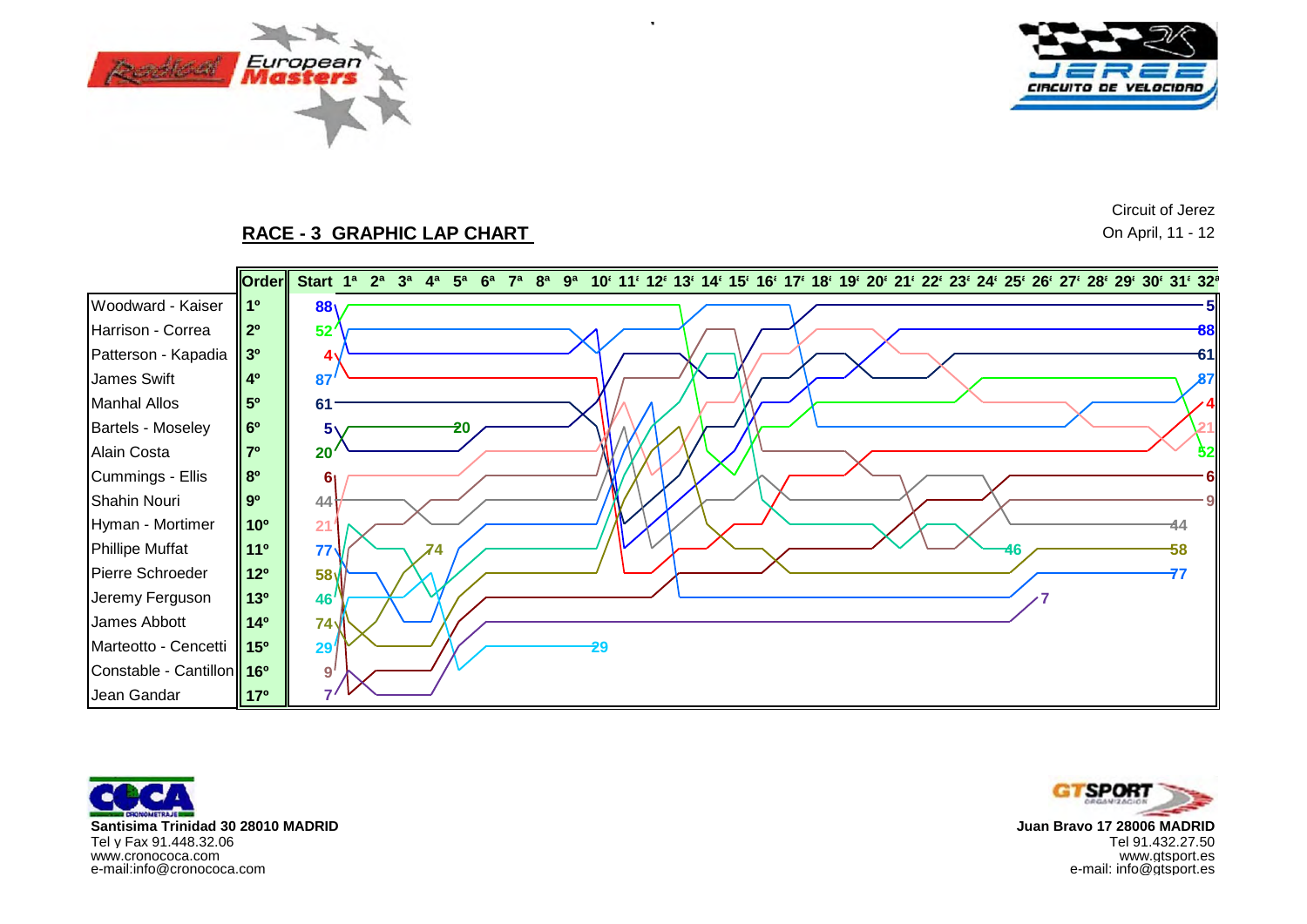Circuit of Jerez

On April, 11 - 12

## RACE - 3 GRAPHIC LAP CHART

| | Order |
|---|---|
| Woodward - Kaiser | 1º |
| Harrison - Correa | 2º |
| Patterson - Kapadia | 3º |
| James Swift | 4º |
| Manhal Allos | 5º |
| Bartels - Moseley | 6º |
| Alain Costa | 7º |
| Cummings - Ellis | 8º |
| Shahin Nouri | 9º |
| Hyman - Mortimer | 10º |
| Phillipe Muffat | 11º |
| Pierre Schroeder | 12º |
| Jeremy Ferguson | 13º |
| James Abbott | 14º |
| Marteotto - Cencetti | 15º |
| Constable - Cantillon | 16º |
| Jean Gandar | 17º |

Start 1ª 2ª 3ª 4ª 5ª 6ª 7ª 8ª 9ª 10ª 11ª 12ª 13ª 14ª 15ª 16ª 17ª 18ª 19ª 20ª 21ª 22ª 23ª 24ª 25ª 26ª 27ª 28ª 29ª 30ª 31ª 32ª

Start: 88, 52, 4, 87, 61, 5, 20, 6, 44, 21, 77, 58, 46, 74, 29, 9, 7

20, 74, 29, 46, 7

Finish: 5, 88, 61, 87, 4, 21, 52, 6, 9, 44, 58, 77

**Santisima Trinidad 30 28010 MADRID**
Tel y Fax 91.448.32.06
www.cronococa.com
e-mail:info@cronococa.com

**Juan Bravo 17 28006 MADRID**
Tel 91.432.27.50
www.gtsport.es
e-mail: info@gtsport.es